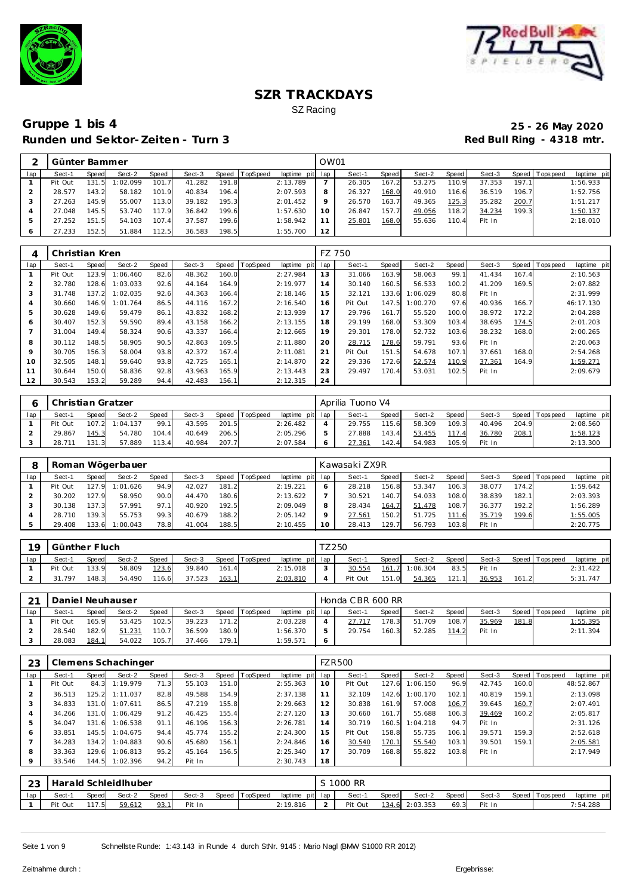# SZR TRACKDAYS

SZ Racing

## Gruppe 1 bis 4

**Runden und Sektor-Zeiten - Turn 3**

**25 - 26 May 2020**

**Red Bull Ring - 4318 mtr.**

| 2 | Günter Bammer | | | | | | | | OW01 | | | | | | | | |
|---|---|---|---|---|---|---|---|---|---|---|---|---|---|---|---|---|---|
| lap | Sect-1 | Speed | Sect-2 | Speed | Sect-3 | Speed | TopSpeed | laptime pit | lap | Sect-1 | Speed | Sect-2 | Speed | Sect-3 | Speed | Topspeed | laptime pit |
| 1 | Pit Out | 131.5 | 1:02.099 | 101.7 | 41.282 | 191.8 | | 2:13.789 | 7 | 26.305 | 167.2 | 53.275 | 110.9 | 37.353 | 197.1 | | 1:56.933 |
| 2 | 28.577 | 143.2 | 58.182 | 101.9 | 40.834 | 196.4 | | 2:07.593 | 8 | 26.327 | 168.0 | 49.910 | 116.6 | 36.519 | 196.7 | | 1:52.756 |
| 3 | 27.263 | 145.9 | 55.007 | 113.0 | 39.182 | 195.3 | | 2:01.452 | 9 | 26.570 | 163.7 | 49.365 | 125.3 | 35.282 | 200.7 | | 1:51.217 |
| 4 | 27.048 | 145.5 | 53.740 | 117.9 | 36.842 | 199.6 | | 1:57.630 | 10 | 26.847 | 157.7 | 49.056 | 118.2 | 34.234 | 199.3 | | 1:50.137 |
| 5 | 27.252 | 151.5 | 54.103 | 107.4 | 37.587 | 199.6 | | 1:58.942 | 11 | 25.801 | 168.0 | 55.636 | 110.4 | Pit In | | | 2:18.010 |
| 6 | 27.233 | 152.5 | 51.884 | 112.5 | 36.583 | 198.5 | | 1:55.700 | 12 | | | | | | | | |

| 4 | Christian Kren | | | | | | | | FZ 750 | | | | | | | | |
|---|---|---|---|---|---|---|---|---|---|---|---|---|---|---|---|---|---|
| lap | Sect-1 | Speed | Sect-2 | Speed | Sect-3 | Speed | TopSpeed | laptime pit | lap | Sect-1 | Speed | Sect-2 | Speed | Sect-3 | Speed | Topspeed | laptime pit |
| 1 | Pit Out | 123.9 | 1:06.460 | 82.6 | 48.362 | 160.0 | | 2:27.984 | 13 | 31.066 | 163.9 | 58.063 | 99.1 | 41.434 | 167.4 | | 2:10.563 |
| 2 | 32.780 | 128.6 | 1:03.033 | 92.6 | 44.164 | 164.9 | | 2:19.977 | 14 | 30.140 | 160.5 | 56.533 | 100.2 | 41.209 | 169.5 | | 2:07.882 |
| 3 | 31.748 | 137.2 | 1:02.035 | 92.6 | 44.363 | 166.4 | | 2:18.146 | 15 | 32.121 | 133.6 | 1:06.029 | 80.8 | Pit In | | | 2:31.999 |
| 4 | 30.660 | 146.9 | 1:01.764 | 86.5 | 44.116 | 167.2 | | 2:16.540 | 16 | Pit Out | 147.5 | 1:00.270 | 97.6 | 40.936 | 166.7 | | 46:17.130 |
| 5 | 30.628 | 149.6 | 59.479 | 86.1 | 43.832 | 168.2 | | 2:13.939 | 17 | 29.796 | 161.7 | 55.520 | 100.0 | 38.972 | 172.2 | | 2:04.288 |
| 6 | 30.407 | 152.3 | 59.590 | 89.4 | 43.158 | 166.2 | | 2:13.155 | 18 | 29.199 | 168.0 | 53.309 | 103.4 | 38.695 | 174.5 | | 2:01.203 |
| 7 | 31.004 | 149.4 | 58.324 | 90.6 | 43.337 | 166.4 | | 2:12.665 | 19 | 29.301 | 178.0 | 52.732 | 103.6 | 38.232 | 168.0 | | 2:00.265 |
| 8 | 30.112 | 148.5 | 58.905 | 90.5 | 42.863 | 169.5 | | 2:11.880 | 20 | 28.715 | 178.6 | 59.791 | 93.6 | Pit In | | | 2:20.063 |
| 9 | 30.705 | 156.3 | 58.004 | 93.8 | 42.372 | 167.4 | | 2:11.081 | 21 | Pit Out | 151.5 | 54.678 | 107.1 | 37.661 | 168.0 | | 2:54.268 |
| 10 | 32.505 | 148.1 | 59.640 | 93.8 | 42.725 | 165.1 | | 2:14.870 | 22 | 29.336 | 172.6 | 52.574 | 110.9 | 37.361 | 164.9 | | 1:59.271 |
| 11 | 30.644 | 150.0 | 58.836 | 92.8 | 43.963 | 165.9 | | 2:13.443 | 23 | 29.497 | 170.4 | 53.031 | 102.5 | Pit In | | | 2:09.679 |
| 12 | 30.543 | 153.2 | 59.289 | 94.4 | 42.483 | 156.1 | | 2:12.315 | 24 | | | | | | | | |

| 6 | Christian Gratzer | | | | | | | | Aprilia Tuono V4 | | | | | | | | |
|---|---|---|---|---|---|---|---|---|---|---|---|---|---|---|---|---|---|
| lap | Sect-1 | Speed | Sect-2 | Speed | Sect-3 | Speed | TopSpeed | laptime pit | lap | Sect-1 | Speed | Sect-2 | Speed | Sect-3 | Speed | Topspeed | laptime pit |
| 1 | Pit Out | 107.2 | 1:04.137 | 99.1 | 43.595 | 201.5 | | 2:26.482 | 4 | 29.755 | 115.6 | 58.309 | 109.3 | 40.496 | 204.9 | | 2:08.560 |
| 2 | 29.867 | 145.3 | 54.780 | 104.4 | 40.649 | 206.5 | | 2:05.296 | 5 | 27.888 | 143.4 | 53.455 | 117.4 | 36.780 | 208.1 | | 1:58.123 |
| 3 | 28.711 | 131.3 | 57.889 | 113.4 | 40.984 | 207.7 | | 2:07.584 | 6 | 27.361 | 142.4 | 54.983 | 105.9 | Pit In | | | 2:13.300 |

| 8 | Roman Wögerbauer | | | | | | | | Kawasaki ZX9R | | | | | | | | |
|---|---|---|---|---|---|---|---|---|---|---|---|---|---|---|---|---|---|
| lap | Sect-1 | Speed | Sect-2 | Speed | Sect-3 | Speed | TopSpeed | laptime pit | lap | Sect-1 | Speed | Sect-2 | Speed | Sect-3 | Speed | Topspeed | laptime pit |
| 1 | Pit Out | 127.9 | 1:01.626 | 94.9 | 42.027 | 181.2 | | 2:19.221 | 6 | 28.218 | 156.8 | 53.347 | 106.3 | 38.077 | 174.2 | | 1:59.642 |
| 2 | 30.202 | 127.9 | 58.950 | 90.0 | 44.470 | 180.6 | | 2:13.622 | 7 | 30.521 | 140.7 | 54.033 | 108.0 | 38.839 | 182.1 | | 2:03.393 |
| 3 | 30.138 | 137.3 | 57.991 | 97.1 | 40.920 | 192.5 | | 2:09.049 | 8 | 28.434 | 164.7 | 51.478 | 108.7 | 36.377 | 192.2 | | 1:56.289 |
| 4 | 28.710 | 139.3 | 55.753 | 99.3 | 40.679 | 188.2 | | 2:05.142 | 9 | 27.561 | 150.2 | 51.725 | 111.6 | 35.719 | 199.6 | | 1:55.005 |
| 5 | 29.408 | 133.6 | 1:00.043 | 78.8 | 41.004 | 188.5 | | 2:10.455 | 10 | 28.413 | 129.7 | 56.793 | 103.8 | Pit In | | | 2:20.775 |

| 19 | Günther Fluch | | | | | | | | TZ250 | | | | | | | | |
|---|---|---|---|---|---|---|---|---|---|---|---|---|---|---|---|---|---|
| lap | Sect-1 | Speed | Sect-2 | Speed | Sect-3 | Speed | TopSpeed | laptime pit | lap | Sect-1 | Speed | Sect-2 | Speed | Sect-3 | Speed | Topspeed | laptime pit |
| 1 | Pit Out | 133.9 | 58.809 | 123.6 | 39.840 | 161.4 | | 2:15.018 | 3 | 30.554 | 161.7 | 1:06.304 | 83.5 | Pit In | | | 2:31.422 |
| 2 | 31.797 | 148.3 | 54.490 | 116.6 | 37.523 | 163.1 | | 2:03.810 | 4 | Pit Out | 151.0 | 54.365 | 121.1 | 36.953 | 161.2 | | 5:31.747 |

| 21 | Daniel Neuhauser | | | | | | | | Honda CBR 600 RR | | | | | | | | |
|---|---|---|---|---|---|---|---|---|---|---|---|---|---|---|---|---|---|
| lap | Sect-1 | Speed | Sect-2 | Speed | Sect-3 | Speed | TopSpeed | laptime pit | lap | Sect-1 | Speed | Sect-2 | Speed | Sect-3 | Speed | Topspeed | laptime pit |
| 1 | Pit Out | 165.9 | 53.425 | 102.5 | 39.223 | 171.2 | | 2:03.228 | 4 | 27.717 | 178.3 | 51.709 | 108.7 | 35.969 | 181.8 | | 1:55.395 |
| 2 | 28.540 | 182.9 | 51.231 | 110.7 | 36.599 | 180.9 | | 1:56.370 | 5 | 29.754 | 160.3 | 52.285 | 114.2 | Pit In | | | 2:11.394 |
| 3 | 28.083 | 184.1 | 54.022 | 105.7 | 37.466 | 179.1 | | 1:59.571 | 6 | | | | | | | | |

| 23 | Clemens Schachinger | | | | | | | | FZR500 | | | | | | | | |
|---|---|---|---|---|---|---|---|---|---|---|---|---|---|---|---|---|---|
| lap | Sect-1 | Speed | Sect-2 | Speed | Sect-3 | Speed | TopSpeed | laptime pit | lap | Sect-1 | Speed | Sect-2 | Speed | Sect-3 | Speed | Topspeed | laptime pit |
| 1 | Pit Out | 84.3 | 1:19.979 | 71.3 | 55.103 | 151.0 | | 2:55.363 | 10 | Pit Out | 127.6 | 1:06.150 | 96.9 | 42.745 | 160.0 | | 48:52.867 |
| 2 | 36.513 | 125.2 | 1:11.037 | 82.8 | 49.588 | 154.9 | | 2:37.138 | 11 | 32.109 | 142.6 | 1:00.170 | 102.1 | 40.819 | 159.1 | | 2:13.098 |
| 3 | 34.833 | 131.0 | 1:07.611 | 86.5 | 47.219 | 155.8 | | 2:29.663 | 12 | 30.838 | 161.9 | 57.008 | 106.7 | 39.645 | 160.7 | | 2:07.491 |
| 4 | 34.266 | 131.0 | 1:06.429 | 91.2 | 46.425 | 155.4 | | 2:27.120 | 13 | 30.660 | 161.7 | 55.688 | 106.3 | 39.469 | 160.2 | | 2:05.817 |
| 5 | 34.047 | 131.6 | 1:06.538 | 91.1 | 46.196 | 156.3 | | 2:26.781 | 14 | 30.719 | 160.5 | 1:04.218 | 94.7 | Pit In | | | 2:31.126 |
| 6 | 33.851 | 145.5 | 1:04.675 | 94.4 | 45.774 | 155.2 | | 2:24.300 | 15 | Pit Out | 158.8 | 55.735 | 106.1 | 39.571 | 159.3 | | 2:52.618 |
| 7 | 34.283 | 134.2 | 1:04.883 | 90.6 | 45.680 | 156.1 | | 2:24.846 | 16 | 30.540 | 170.1 | 55.540 | 103.1 | 39.501 | 159.1 | | 2:05.581 |
| 8 | 33.363 | 129.6 | 1:06.813 | 95.2 | 45.164 | 156.5 | | 2:25.340 | 17 | 30.709 | 168.8 | 55.822 | 103.8 | Pit In | | | 2:17.949 |
| 9 | 33.546 | 144.5 | 1:02.396 | 94.2 | Pit In | | | 2:30.743 | 18 | | | | | | | | |

| 23 | Harald Schleidlhuber | | | | | | | | S 1000 RR | | | | | | | | |
|---|---|---|---|---|---|---|---|---|---|---|---|---|---|---|---|---|---|
| lap | Sect-1 | Speed | Sect-2 | Speed | Sect-3 | Speed | TopSpeed | laptime pit | lap | Sect-1 | Speed | Sect-2 | Speed | Sect-3 | Speed | Topspeed | laptime pit |
| 1 | Pit Out | 117.5 | 59.612 | 93.1 | Pit In | | | 2:19.816 | 2 | Pit Out | 134.6 | 2:03.353 | 69.3 | Pit In | | | 7:54.288 |

Schnellste Runde: 1:43.143 in Runde 4 durch StNr. 9145 : Mario Nagl (BMW S1000 RR 2012)

Zeitnahme durch :

Ergebnisse: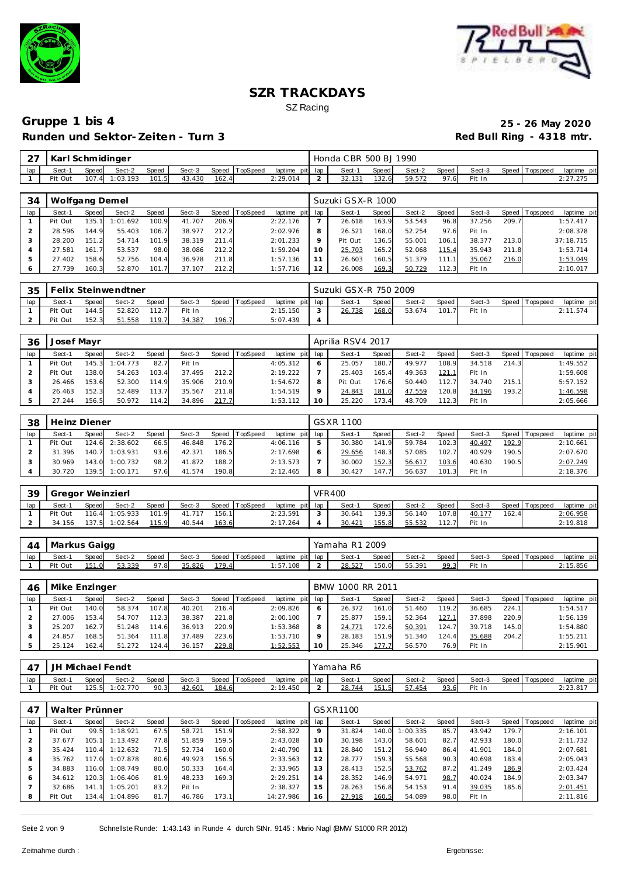# SZR TRACKDAYS

SZ Racing

## Gruppe 1 bis 4

**25 - 26 May 2020**

**Runden und Sektor-Zeiten - Turn 3**

**Red Bull Ring - 4318 mtr.**

| 27 | Karl Schmidinger | | | | | | | | Honda CBR 500 BJ 1990 | | | | | | | | |
|---|---|---|---|---|---|---|---|---|---|---|---|---|---|---|---|---|---|
| lap | Sect-1 | Speed | Sect-2 | Speed | Sect-3 | Speed | TopSpeed | laptime pit | lap | Sect-1 | Speed | Sect-2 | Speed | Sect-3 | Speed | Topspeed | laptime pit |
| 1 | Pit Out | 107.4 | 1:03.193 | 101.5 | 43.430 | 162.4 | | 2:29.014 | 2 | 32.131 | 132.6 | 59.572 | 97.6 | Pit In | | | 2:27.275 |

| 34 | Wolfgang Demel | | | | | | | | Suzuki GSX-R 1000 | | | | | | | | |
|---|---|---|---|---|---|---|---|---|---|---|---|---|---|---|---|---|---|
| lap | Sect-1 | Speed | Sect-2 | Speed | Sect-3 | Speed | TopSpeed | laptime pit | lap | Sect-1 | Speed | Sect-2 | Speed | Sect-3 | Speed | Topspeed | laptime pit |
| 1 | Pit Out | 135.1 | 1:01.692 | 100.9 | 41.707 | 206.9 | | 2:22.176 | 7 | 26.618 | 163.9 | 53.543 | 96.8 | 37.256 | 209.7 | | 1:57.417 |
| 2 | 28.596 | 144.9 | 55.403 | 106.7 | 38.977 | 212.2 | | 2:02.976 | 8 | 26.521 | 168.0 | 52.254 | 97.6 | Pit In | | | 2:08.378 |
| 3 | 28.200 | 151.2 | 54.714 | 101.9 | 38.319 | 211.4 | | 2:01.233 | 9 | Pit Out | 136.5 | 55.001 | 106.1 | 38.377 | 213.0 | | 37:18.715 |
| 4 | 27.581 | 161.7 | 53.537 | 98.0 | 38.086 | 212.2 | | 1:59.204 | 10 | 25.703 | 165.2 | 52.068 | 115.4 | 35.943 | 211.8 | | 1:53.714 |
| 5 | 27.402 | 158.6 | 52.756 | 104.4 | 36.978 | 211.8 | | 1:57.136 | 11 | 26.603 | 160.5 | 51.379 | 111.1 | 35.067 | 216.0 | | 1:53.049 |
| 6 | 27.739 | 160.3 | 52.870 | 101.7 | 37.107 | 212.2 | | 1:57.716 | 12 | 26.008 | 169.3 | 50.729 | 112.3 | Pit In | | | 2:10.017 |

| 35 | Felix Steinwendtner | | | | | | | | Suzuki GSX-R 750 2009 | | | | | | | | |
|---|---|---|---|---|---|---|---|---|---|---|---|---|---|---|---|---|---|
| lap | Sect-1 | Speed | Sect-2 | Speed | Sect-3 | Speed | TopSpeed | laptime pit | lap | Sect-1 | Speed | Sect-2 | Speed | Sect-3 | Speed | Topspeed | laptime pit |
| 1 | Pit Out | 144.5 | 52.820 | 112.7 | Pit In | | | 2:15.150 | 3 | 26.738 | 168.0 | 53.674 | 101.7 | Pit In | | | 2:11.574 |
| 2 | Pit Out | 152.3 | 51.558 | 119.7 | 34.387 | 196.7 | | 5:07.439 | 4 | | | | | | | | |

| 36 | Josef Mayr | | | | | | | | Aprilia RSV4 2017 | | | | | | | | |
|---|---|---|---|---|---|---|---|---|---|---|---|---|---|---|---|---|---|
| lap | Sect-1 | Speed | Sect-2 | Speed | Sect-3 | Speed | TopSpeed | laptime pit | lap | Sect-1 | Speed | Sect-2 | Speed | Sect-3 | Speed | Topspeed | laptime pit |
| 1 | Pit Out | 145.3 | 1:04.773 | 82.7 | Pit In | | | 4:05.312 | 6 | 25.057 | 180.7 | 49.977 | 108.9 | 34.518 | 214.3 | | 1:49.552 |
| 2 | Pit Out | 138.0 | 54.263 | 103.4 | 37.495 | 212.2 | | 2:19.222 | 7 | 25.403 | 165.4 | 49.363 | 121.1 | Pit In | | | 1:59.608 |
| 3 | 26.466 | 153.6 | 52.300 | 114.9 | 35.906 | 210.9 | | 1:54.672 | 8 | Pit Out | 176.6 | 50.440 | 112.7 | 34.740 | 215.1 | | 5:57.152 |
| 4 | 26.463 | 152.3 | 52.489 | 113.7 | 35.567 | 211.8 | | 1:54.519 | 9 | 24.843 | 181.0 | 47.559 | 120.8 | 34.196 | 193.2 | | 1:46.598 |
| 5 | 27.244 | 156.5 | 50.972 | 114.2 | 34.896 | 217.7 | | 1:53.112 | 10 | 25.220 | 173.4 | 48.709 | 112.3 | Pit In | | | 2:05.666 |

| 38 | Heinz Diener | | | | | | | | GSXR 1100 | | | | | | | | |
|---|---|---|---|---|---|---|---|---|---|---|---|---|---|---|---|---|---|
| lap | Sect-1 | Speed | Sect-2 | Speed | Sect-3 | Speed | TopSpeed | laptime pit | lap | Sect-1 | Speed | Sect-2 | Speed | Sect-3 | Speed | Topspeed | laptime pit |
| 1 | Pit Out | 124.6 | 2:38.602 | 66.5 | 46.848 | 176.2 | | 4:06.116 | 5 | 30.380 | 141.9 | 59.784 | 102.3 | 40.497 | 192.9 | | 2:10.661 |
| 2 | 31.396 | 140.7 | 1:03.931 | 93.6 | 42.371 | 186.5 | | 2:17.698 | 6 | 29.656 | 148.3 | 57.085 | 102.7 | 40.929 | 190.5 | | 2:07.670 |
| 3 | 30.969 | 143.0 | 1:00.732 | 98.2 | 41.872 | 188.2 | | 2:13.573 | 7 | 30.002 | 152.3 | 56.617 | 103.6 | 40.630 | 190.5 | | 2:07.249 |
| 4 | 30.720 | 139.5 | 1:00.171 | 97.6 | 41.574 | 190.8 | | 2:12.465 | 8 | 30.427 | 147.7 | 56.637 | 101.3 | Pit In | | | 2:18.376 |

| 39 | Gregor Weinzierl | | | | | | | | VFR400 | | | | | | | | |
|---|---|---|---|---|---|---|---|---|---|---|---|---|---|---|---|---|---|
| lap | Sect-1 | Speed | Sect-2 | Speed | Sect-3 | Speed | TopSpeed | laptime pit | lap | Sect-1 | Speed | Sect-2 | Speed | Sect-3 | Speed | Topspeed | laptime pit |
| 1 | Pit Out | 116.4 | 1:05.933 | 101.9 | 41.717 | 156.1 | | 2:23.591 | 3 | 30.641 | 139.3 | 56.140 | 107.8 | 40.177 | 162.4 | | 2:06.958 |
| 2 | 34.156 | 137.5 | 1:02.564 | 115.9 | 40.544 | 163.6 | | 2:17.264 | 4 | 30.421 | 155.8 | 55.532 | 112.7 | Pit In | | | 2:19.818 |

| 44 | Markus Gaigg | | | | | | | | Yamaha R1 2009 | | | | | | | | |
|---|---|---|---|---|---|---|---|---|---|---|---|---|---|---|---|---|---|
| lap | Sect-1 | Speed | Sect-2 | Speed | Sect-3 | Speed | TopSpeed | laptime pit | lap | Sect-1 | Speed | Sect-2 | Speed | Sect-3 | Speed | Topspeed | laptime pit |
| 1 | Pit Out | 151.0 | 53.339 | 97.8 | 35.826 | 179.4 | | 1:57.108 | 2 | 28.527 | 150.0 | 55.391 | 99.3 | Pit In | | | 2:15.856 |

| 46 | Mike Enzinger | | | | | | | | BMW 1000 RR 2011 | | | | | | | | |
|---|---|---|---|---|---|---|---|---|---|---|---|---|---|---|---|---|---|
| lap | Sect-1 | Speed | Sect-2 | Speed | Sect-3 | Speed | TopSpeed | laptime pit | lap | Sect-1 | Speed | Sect-2 | Speed | Sect-3 | Speed | Topspeed | laptime pit |
| 1 | Pit Out | 140.0 | 58.374 | 107.8 | 40.201 | 216.4 | | 2:09.826 | 6 | 26.372 | 161.0 | 51.460 | 119.2 | 36.685 | 224.1 | | 1:54.517 |
| 2 | 27.006 | 153.4 | 54.707 | 112.3 | 38.387 | 221.8 | | 2:00.100 | 7 | 25.877 | 159.1 | 52.364 | 127.1 | 37.898 | 220.9 | | 1:56.139 |
| 3 | 25.207 | 162.7 | 51.248 | 114.6 | 36.913 | 220.9 | | 1:53.368 | 8 | 24.771 | 172.6 | 50.391 | 124.7 | 39.718 | 145.0 | | 1:54.880 |
| 4 | 24.857 | 168.5 | 51.364 | 111.8 | 37.489 | 223.6 | | 1:53.710 | 9 | 28.183 | 151.9 | 51.340 | 124.4 | 35.688 | 204.2 | | 1:55.211 |
| 5 | 25.124 | 162.4 | 51.272 | 124.4 | 36.157 | 229.8 | | 1:52.553 | 10 | 25.346 | 177.7 | 56.570 | 76.9 | Pit In | | | 2:15.901 |

| 47 | JH Michael Fendt | | | | | | | | Yamaha R6 | | | | | | | | |
|---|---|---|---|---|---|---|---|---|---|---|---|---|---|---|---|---|---|
| lap | Sect-1 | Speed | Sect-2 | Speed | Sect-3 | Speed | TopSpeed | laptime pit | lap | Sect-1 | Speed | Sect-2 | Speed | Sect-3 | Speed | Topspeed | laptime pit |
| 1 | Pit Out | 125.5 | 1:02.770 | 90.3 | 42.601 | 184.6 | | 2:19.450 | 2 | 28.744 | 151.5 | 57.454 | 93.6 | Pit In | | | 2:23.817 |

| 47 | Walter Prünner | | | | | | | | GSXR1100 | | | | | | | | |
|---|---|---|---|---|---|---|---|---|---|---|---|---|---|---|---|---|---|
| lap | Sect-1 | Speed | Sect-2 | Speed | Sect-3 | Speed | TopSpeed | laptime pit | lap | Sect-1 | Speed | Sect-2 | Speed | Sect-3 | Speed | Topspeed | laptime pit |
| 1 | Pit Out | 99.5 | 1:18.921 | 67.5 | 58.721 | 151.9 | | 2:58.322 | 9 | 31.824 | 140.0 | 1:00.335 | 85.7 | 43.942 | 179.7 | | 2:16.101 |
| 2 | 37.677 | 105.1 | 1:13.492 | 77.8 | 51.859 | 159.5 | | 2:43.028 | 10 | 30.198 | 143.0 | 58.601 | 82.7 | 42.933 | 180.0 | | 2:11.732 |
| 3 | 35.424 | 110.4 | 1:12.632 | 71.5 | 52.734 | 160.0 | | 2:40.790 | 11 | 28.840 | 151.2 | 56.940 | 86.4 | 41.901 | 184.0 | | 2:07.681 |
| 4 | 35.762 | 117.0 | 1:07.878 | 80.6 | 49.923 | 156.5 | | 2:33.563 | 12 | 28.777 | 159.3 | 55.568 | 90.3 | 40.698 | 183.4 | | 2:05.043 |
| 5 | 34.883 | 116.0 | 1:08.749 | 80.0 | 50.333 | 164.4 | | 2:33.965 | 13 | 28.413 | 152.5 | 53.762 | 87.2 | 41.249 | 186.9 | | 2:03.424 |
| 6 | 34.612 | 120.3 | 1:06.406 | 81.9 | 48.233 | 169.3 | | 2:29.251 | 14 | 28.352 | 146.9 | 54.971 | 98.7 | 40.024 | 184.9 | | 2:03.347 |
| 7 | 32.686 | 141.1 | 1:05.201 | 83.2 | Pit In | | | 2:38.327 | 15 | 28.263 | 156.8 | 54.153 | 91.4 | 39.035 | 185.6 | | 2:01.451 |
| 8 | Pit Out | 134.4 | 1:04.896 | 81.7 | 46.786 | 173.1 | | 14:27.986 | 16 | 27.918 | 160.5 | 54.089 | 98.0 | Pit In | | | 2:11.816 |

Schnellste Runde: 1:43.143 in Runde 4 durch StNr. 9145 : Mario Nagl (BMW S1000 RR 2012)

Zeitnahme durch :

Ergebnisse: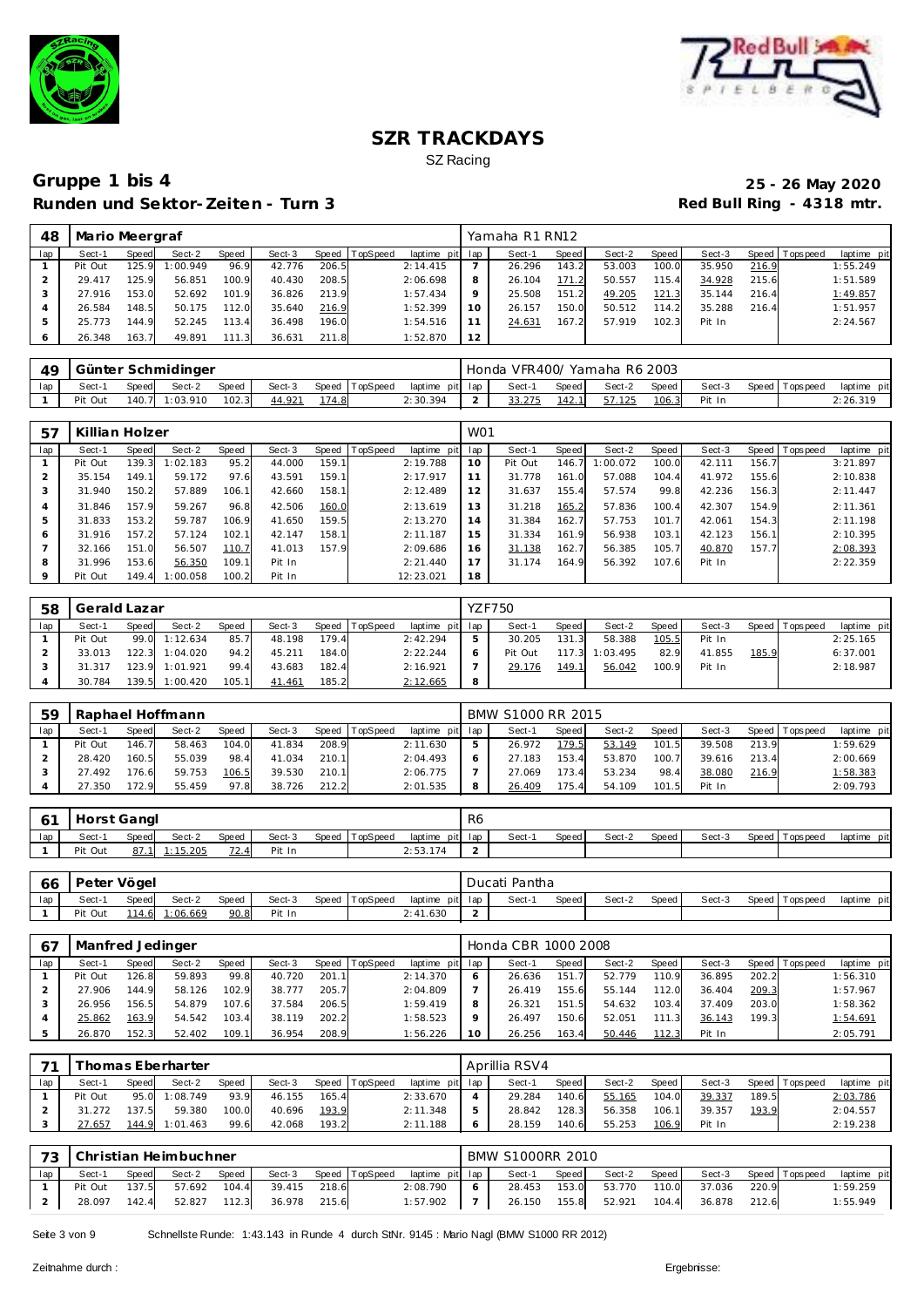# SZR TRACKDAYS

SZ Racing

## Gruppe 1 bis 4

**25 - 26 May 2020**

**Runden und Sektor-Zeiten - Turn 3**

**Red Bull Ring - 4318 mtr.**

| 48 | Mario Meergraf | | | | | | | | Yamaha R1 RN12 | | | | | | | | |
|---|---|---|---|---|---|---|---|---|---|---|---|---|---|---|---|---|---|
| lap | Sect-1 | Speed | Sect-2 | Speed | Sect-3 | Speed | TopSpeed | laptime pit | lap | Sect-1 | Speed | Sect-2 | Speed | Sect-3 | Speed | Topspeed | laptime pit |
| 1 | Pit Out | 125.9 | 1:00.949 | 96.9 | 42.776 | 206.5 | | 2:14.415 | 7 | 26.296 | 143.2 | 53.003 | 100.0 | 35.950 | 216.9 | | 1:55.249 |
| 2 | 29.417 | 125.9 | 56.851 | 100.9 | 40.430 | 208.5 | | 2:06.698 | 8 | 26.104 | 171.2 | 50.557 | 115.4 | 34.928 | 215.6 | | 1:51.589 |
| 3 | 27.916 | 153.0 | 52.692 | 101.9 | 36.826 | 213.9 | | 1:57.434 | 9 | 25.508 | 151.2 | 49.205 | 121.3 | 35.144 | 216.4 | | 1:49.857 |
| 4 | 26.584 | 148.5 | 50.175 | 112.0 | 35.640 | 216.9 | | 1:52.399 | 10 | 26.157 | 150.0 | 50.512 | 114.2 | 35.288 | 216.4 | | 1:51.957 |
| 5 | 25.773 | 144.9 | 52.245 | 113.4 | 36.498 | 196.0 | | 1:54.516 | 11 | 24.631 | 167.2 | 57.919 | 102.3 | Pit In | | | 2:24.567 |
| 6 | 26.348 | 163.7 | 49.891 | 111.3 | 36.631 | 211.8 | | 1:52.870 | 12 | | | | | | | | |

| 49 | Günter Schmidinger | | | | | | | | Honda VFR400/ Yamaha R6 2003 | | | | | | | | |
|---|---|---|---|---|---|---|---|---|---|---|---|---|---|---|---|---|---|
| lap | Sect-1 | Speed | Sect-2 | Speed | Sect-3 | Speed | TopSpeed | laptime pit | lap | Sect-1 | Speed | Sect-2 | Speed | Sect-3 | Speed | Topspeed | laptime pit |
| 1 | Pit Out | 140.7 | 1:03.910 | 102.3 | 44.921 | 174.8 | | 2:30.394 | 2 | 33.275 | 142.1 | 57.125 | 106.3 | Pit In | | | 2:26.319 |

| 57 | Killian Holzer | | | | | | | | W01 | | | | | | | | |
|---|---|---|---|---|---|---|---|---|---|---|---|---|---|---|---|---|---|
| lap | Sect-1 | Speed | Sect-2 | Speed | Sect-3 | Speed | TopSpeed | laptime pit | lap | Sect-1 | Speed | Sect-2 | Speed | Sect-3 | Speed | Topspeed | laptime pit |
| 1 | Pit Out | 139.3 | 1:02.183 | 95.2 | 44.000 | 159.1 | | 2:19.788 | 10 | Pit Out | 146.7 | 1:00.072 | 100.0 | 42.111 | 156.7 | | 3:21.897 |
| 2 | 35.154 | 149.1 | 59.172 | 97.6 | 43.591 | 159.1 | | 2:17.917 | 11 | 31.778 | 161.0 | 57.088 | 104.4 | 41.972 | 155.6 | | 2:10.838 |
| 3 | 31.940 | 150.2 | 57.889 | 106.1 | 42.660 | 158.1 | | 2:12.489 | 12 | 31.637 | 155.4 | 57.574 | 99.8 | 42.236 | 156.3 | | 2:11.447 |
| 4 | 31.846 | 157.9 | 59.267 | 96.8 | 42.506 | 160.0 | | 2:13.619 | 13 | 31.218 | 165.2 | 57.836 | 100.4 | 42.307 | 154.9 | | 2:11.361 |
| 5 | 31.833 | 153.2 | 59.787 | 106.9 | 41.650 | 159.5 | | 2:13.270 | 14 | 31.384 | 162.7 | 57.753 | 101.7 | 42.061 | 154.3 | | 2:11.198 |
| 6 | 31.916 | 157.2 | 57.124 | 102.1 | 42.147 | 158.1 | | 2:11.187 | 15 | 31.334 | 161.9 | 56.938 | 103.1 | 42.123 | 156.1 | | 2:10.395 |
| 7 | 32.166 | 151.0 | 56.507 | 110.7 | 41.013 | 157.9 | | 2:09.686 | 16 | 31.138 | 162.7 | 56.385 | 105.7 | 40.870 | 157.7 | | 2:08.393 |
| 8 | 31.996 | 153.6 | 56.350 | 109.1 | Pit In | | | 2:21.440 | 17 | 31.174 | 164.9 | 56.392 | 107.6 | Pit In | | | 2:22.359 |
| 9 | Pit Out | 149.4 | 1:00.058 | 100.2 | Pit In | | | 12:23.021 | 18 | | | | | | | | |

| 58 | Gerald Lazar | | | | | | | | YZF750 | | | | | | | | |
|---|---|---|---|---|---|---|---|---|---|---|---|---|---|---|---|---|---|
| lap | Sect-1 | Speed | Sect-2 | Speed | Sect-3 | Speed | TopSpeed | laptime pit | lap | Sect-1 | Speed | Sect-2 | Speed | Sect-3 | Speed | Topspeed | laptime pit |
| 1 | Pit Out | 99.0 | 1:12.634 | 85.7 | 48.198 | 179.4 | | 2:42.294 | 5 | 30.205 | 131.3 | 58.388 | 105.5 | Pit In | | | 2:25.165 |
| 2 | 33.013 | 122.3 | 1:04.020 | 94.2 | 45.211 | 184.0 | | 2:22.244 | 6 | Pit Out | 117.3 | 1:03.495 | 82.9 | 41.855 | 185.9 | | 6:37.001 |
| 3 | 31.317 | 123.9 | 1:01.921 | 99.4 | 43.683 | 182.4 | | 2:16.921 | 7 | 29.176 | 149.1 | 56.042 | 100.9 | Pit In | | | 2:18.987 |
| 4 | 30.784 | 139.5 | 1:00.420 | 105.1 | 41.461 | 185.2 | | 2:12.665 | 8 | | | | | | | | |

| 59 | Raphael Hoffmann | | | | | | | | BMW S1000 RR 2015 | | | | | | | | |
|---|---|---|---|---|---|---|---|---|---|---|---|---|---|---|---|---|---|
| lap | Sect-1 | Speed | Sect-2 | Speed | Sect-3 | Speed | TopSpeed | laptime pit | lap | Sect-1 | Speed | Sect-2 | Speed | Sect-3 | Speed | Topspeed | laptime pit |
| 1 | Pit Out | 146.7 | 58.463 | 104.0 | 41.834 | 208.9 | | 2:11.630 | 5 | 26.972 | 179.5 | 53.149 | 101.5 | 39.508 | 213.9 | | 1:59.629 |
| 2 | 28.420 | 160.5 | 55.039 | 98.4 | 41.034 | 210.1 | | 2:04.493 | 6 | 27.183 | 153.4 | 53.870 | 100.7 | 39.616 | 213.4 | | 2:00.669 |
| 3 | 27.492 | 176.6 | 59.753 | 106.5 | 39.530 | 210.1 | | 2:06.775 | 7 | 27.069 | 173.4 | 53.234 | 98.4 | 38.080 | 216.9 | | 1:58.383 |
| 4 | 27.350 | 172.9 | 55.459 | 97.8 | 38.726 | 212.2 | | 2:01.535 | 8 | 26.409 | 175.4 | 54.109 | 101.5 | Pit In | | | 2:09.793 |

| 61 | Horst Gangl | | | | | | | | R6 | | | | | | | | |
|---|---|---|---|---|---|---|---|---|---|---|---|---|---|---|---|---|---|
| lap | Sect-1 | Speed | Sect-2 | Speed | Sect-3 | Speed | TopSpeed | laptime pit | lap | Sect-1 | Speed | Sect-2 | Speed | Sect-3 | Speed | Topspeed | laptime pit |
| 1 | Pit Out | 87.1 | 1:15.205 | 72.4 | Pit In | | | 2:53.174 | 2 | | | | | | | | |

| 66 | Peter Vögel | | | | | | | | Ducati Pantha | | | | | | | | |
|---|---|---|---|---|---|---|---|---|---|---|---|---|---|---|---|---|---|
| lap | Sect-1 | Speed | Sect-2 | Speed | Sect-3 | Speed | TopSpeed | laptime pit | lap | Sect-1 | Speed | Sect-2 | Speed | Sect-3 | Speed | Topspeed | laptime pit |
| 1 | Pit Out | 114.6 | 1:06.669 | 90.8 | Pit In | | | 2:41.630 | 2 | | | | | | | | |

| 67 | Manfred Jedinger | | | | | | | | Honda CBR 1000 2008 | | | | | | | | |
|---|---|---|---|---|---|---|---|---|---|---|---|---|---|---|---|---|---|
| lap | Sect-1 | Speed | Sect-2 | Speed | Sect-3 | Speed | TopSpeed | laptime pit | lap | Sect-1 | Speed | Sect-2 | Speed | Sect-3 | Speed | Topspeed | laptime pit |
| 1 | Pit Out | 126.8 | 59.893 | 99.8 | 40.720 | 201.1 | | 2:14.370 | 6 | 26.636 | 151.7 | 52.779 | 110.9 | 36.895 | 202.2 | | 1:56.310 |
| 2 | 27.906 | 144.9 | 58.126 | 102.9 | 38.777 | 205.7 | | 2:04.809 | 7 | 26.419 | 155.6 | 55.144 | 112.0 | 36.404 | 209.3 | | 1:57.967 |
| 3 | 26.956 | 156.5 | 54.879 | 107.6 | 37.584 | 206.5 | | 1:59.419 | 8 | 26.321 | 151.5 | 54.632 | 103.4 | 37.409 | 203.0 | | 1:58.362 |
| 4 | 25.862 | 163.9 | 54.542 | 103.4 | 38.119 | 202.2 | | 1:58.523 | 9 | 26.497 | 150.6 | 52.051 | 111.3 | 36.143 | 199.3 | | 1:54.691 |
| 5 | 26.870 | 152.3 | 52.402 | 109.1 | 36.954 | 208.9 | | 1:56.226 | 10 | 26.256 | 163.4 | 50.446 | 112.3 | Pit In | | | 2:05.791 |

| 71 | Thomas Eberharter | | | | | | | | Aprillia RSV4 | | | | | | | | |
|---|---|---|---|---|---|---|---|---|---|---|---|---|---|---|---|---|---|
| lap | Sect-1 | Speed | Sect-2 | Speed | Sect-3 | Speed | TopSpeed | laptime pit | lap | Sect-1 | Speed | Sect-2 | Speed | Sect-3 | Speed | Topspeed | laptime pit |
| 1 | Pit Out | 95.0 | 1:08.749 | 93.9 | 46.155 | 165.4 | | 2:33.670 | 4 | 29.284 | 140.6 | 55.165 | 104.0 | 39.337 | 189.5 | | 2:03.786 |
| 2 | 31.272 | 137.5 | 59.380 | 100.0 | 40.696 | 193.9 | | 2:11.348 | 5 | 28.842 | 128.3 | 56.358 | 106.1 | 39.357 | 193.9 | | 2:04.557 |
| 3 | 27.657 | 144.9 | 1:01.463 | 99.6 | 42.068 | 193.2 | | 2:11.188 | 6 | 28.159 | 140.6 | 55.253 | 106.9 | Pit In | | | 2:19.238 |

| 73 | Christian Heimbuchner | | | | | | | | BMW S1000RR 2010 | | | | | | | | |
|---|---|---|---|---|---|---|---|---|---|---|---|---|---|---|---|---|---|
| lap | Sect-1 | Speed | Sect-2 | Speed | Sect-3 | Speed | TopSpeed | laptime pit | lap | Sect-1 | Speed | Sect-2 | Speed | Sect-3 | Speed | Topspeed | laptime pit |
| 1 | Pit Out | 137.5 | 57.692 | 104.4 | 39.415 | 218.6 | | 2:08.790 | 6 | 28.453 | 153.0 | 53.770 | 110.0 | 37.036 | 220.9 | | 1:59.259 |
| 2 | 28.097 | 142.4 | 52.827 | 112.3 | 36.978 | 215.6 | | 1:57.902 | 7 | 26.150 | 155.8 | 52.921 | 104.4 | 36.878 | 212.6 | | 1:55.949 |

Schnellste Runde: 1:43.143 in Runde 4 durch StNr. 9145 : Mario Nagl (BMW S1000 RR 2012)

Zeitnahme durch :

Ergebnisse: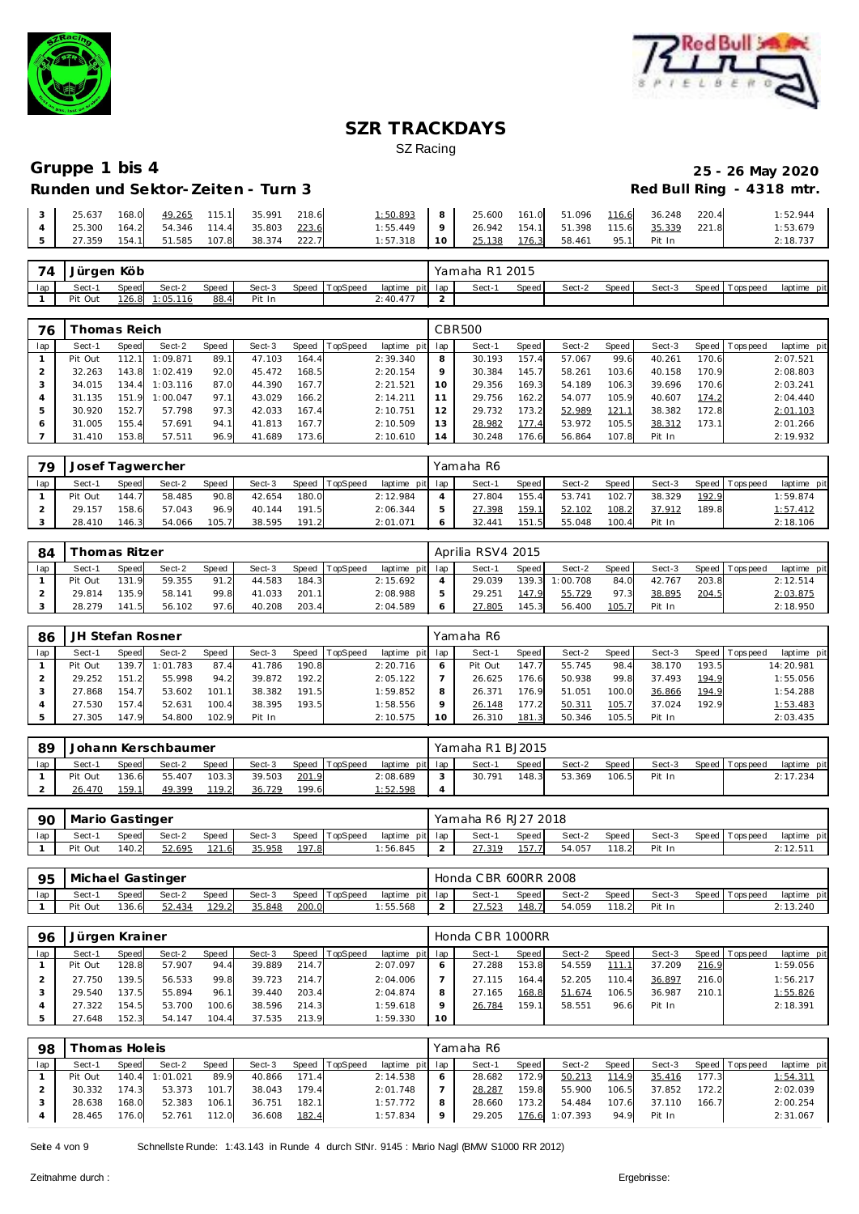# SZR TRACKDAYS

SZ Racing

## Gruppe 1 bis 4

**25 - 26 May 2020**

## Runden und Sektor-Zeiten - Turn 3

**Red Bull Ring - 4318 mtr.**

| lap | Sect-1 | Speed | Sect-2 | Speed | Sect-3 | Speed | TopSpeed | laptime pit | lap | Sect-1 | Speed | Sect-2 | Speed | Sect-3 | Speed | Topspeed | laptime pit |
|---|---|---|---|---|---|---|---|---|---|---|---|---|---|---|---|---|---|
| 3 | 25.637 | 168.0 | 49.265 | 115.1 | 35.991 | 218.6 | | 1:50.893 | 8 | 25.600 | 161.0 | 51.096 | 116.6 | 36.248 | 220.4 | | 1:52.944 |
| 4 | 25.300 | 164.2 | 54.346 | 114.4 | 35.803 | 223.6 | | 1:55.449 | 9 | 26.942 | 154.1 | 51.398 | 115.6 | 35.339 | 221.8 | | 1:53.679 |
| 5 | 27.359 | 154.1 | 51.585 | 107.8 | 38.374 | 222.7 | | 1:57.318 | 10 | 25.138 | 176.3 | 58.461 | 95.1 | Pit In | | | 2:18.737 |

### 74 Jürgen Köb — Yamaha R1 2015

| lap | Sect-1 | Speed | Sect-2 | Speed | Sect-3 | Speed | TopSpeed | laptime pit | lap | Sect-1 | Speed | Sect-2 | Speed | Sect-3 | Speed | Topspeed | laptime pit |
|---|---|---|---|---|---|---|---|---|---|---|---|---|---|---|---|---|---|
| 1 | Pit Out | 126.8 | 1:05.116 | 88.4 | Pit In | | | 2:40.477 | 2 | | | | | | | | |

### 76 Thomas Reich — CBR500

| lap | Sect-1 | Speed | Sect-2 | Speed | Sect-3 | Speed | TopSpeed | laptime pit | lap | Sect-1 | Speed | Sect-2 | Speed | Sect-3 | Speed | Topspeed | laptime pit |
|---|---|---|---|---|---|---|---|---|---|---|---|---|---|---|---|---|---|
| 1 | Pit Out | 112.1 | 1:09.871 | 89.1 | 47.103 | 164.4 | | 2:39.340 | 8 | 30.193 | 157.4 | 57.067 | 99.6 | 40.261 | 170.6 | | 2:07.521 |
| 2 | 32.263 | 143.8 | 1:02.419 | 92.0 | 45.472 | 168.5 | | 2:20.154 | 9 | 30.384 | 145.7 | 58.261 | 103.6 | 40.158 | 170.9 | | 2:08.803 |
| 3 | 34.015 | 134.4 | 1:03.116 | 87.0 | 44.390 | 167.7 | | 2:21.521 | 10 | 29.356 | 169.3 | 54.189 | 106.3 | 39.696 | 170.6 | | 2:03.241 |
| 4 | 31.135 | 151.9 | 1:00.047 | 97.1 | 43.029 | 166.2 | | 2:14.211 | 11 | 29.756 | 162.2 | 54.077 | 105.9 | 40.607 | 174.2 | | 2:04.440 |
| 5 | 30.920 | 152.7 | 57.798 | 97.3 | 42.033 | 167.4 | | 2:10.751 | 12 | 29.732 | 173.2 | 52.989 | 121.1 | 38.382 | 172.8 | | 2:01.103 |
| 6 | 31.005 | 155.4 | 57.691 | 94.1 | 41.813 | 167.7 | | 2:10.509 | 13 | 28.982 | 177.4 | 53.972 | 105.5 | 38.312 | 173.1 | | 2:01.266 |
| 7 | 31.410 | 153.8 | 57.511 | 96.9 | 41.689 | 173.6 | | 2:10.610 | 14 | 30.248 | 176.6 | 56.864 | 107.8 | Pit In | | | 2:19.932 |

### 79 Josef Tagwercher — Yamaha R6

| lap | Sect-1 | Speed | Sect-2 | Speed | Sect-3 | Speed | TopSpeed | laptime pit | lap | Sect-1 | Speed | Sect-2 | Speed | Sect-3 | Speed | Topspeed | laptime pit |
|---|---|---|---|---|---|---|---|---|---|---|---|---|---|---|---|---|---|
| 1 | Pit Out | 144.7 | 58.485 | 90.8 | 42.654 | 180.0 | | 2:12.984 | 4 | 27.804 | 155.4 | 53.741 | 102.7 | 38.329 | 192.9 | | 1:59.874 |
| 2 | 29.157 | 158.6 | 57.043 | 96.9 | 40.144 | 191.5 | | 2:06.344 | 5 | 27.398 | 159.1 | 52.102 | 108.2 | 37.912 | 189.8 | | 1:57.412 |
| 3 | 28.410 | 146.3 | 54.066 | 105.7 | 38.595 | 191.2 | | 2:01.071 | 6 | 32.441 | 151.5 | 55.048 | 100.4 | Pit In | | | 2:18.106 |

### 84 Thomas Ritzer — Aprilia RSV4 2015

| lap | Sect-1 | Speed | Sect-2 | Speed | Sect-3 | Speed | TopSpeed | laptime pit | lap | Sect-1 | Speed | Sect-2 | Speed | Sect-3 | Speed | Topspeed | laptime pit |
|---|---|---|---|---|---|---|---|---|---|---|---|---|---|---|---|---|---|
| 1 | Pit Out | 131.9 | 59.355 | 91.2 | 44.583 | 184.3 | | 2:15.692 | 4 | 29.039 | 139.3 | 1:00.708 | 84.0 | 42.767 | 203.8 | | 2:12.514 |
| 2 | 29.814 | 135.9 | 58.141 | 99.8 | 41.033 | 201.1 | | 2:08.988 | 5 | 29.251 | 147.9 | 55.729 | 97.3 | 38.895 | 204.5 | | 2:03.875 |
| 3 | 28.279 | 141.5 | 56.102 | 97.6 | 40.208 | 203.4 | | 2:04.589 | 6 | 27.805 | 145.3 | 56.400 | 105.7 | Pit In | | | 2:18.950 |

### 86 JH Stefan Rosner — Yamaha R6

| lap | Sect-1 | Speed | Sect-2 | Speed | Sect-3 | Speed | TopSpeed | laptime pit | lap | Sect-1 | Speed | Sect-2 | Speed | Sect-3 | Speed | Topspeed | laptime pit |
|---|---|---|---|---|---|---|---|---|---|---|---|---|---|---|---|---|---|
| 1 | Pit Out | 139.7 | 1:01.783 | 87.4 | 41.786 | 190.8 | | 2:20.716 | 6 | Pit Out | 147.7 | 55.745 | 98.4 | 38.170 | 193.5 | | 14:20.981 |
| 2 | 29.252 | 151.2 | 55.998 | 94.2 | 39.872 | 192.2 | | 2:05.122 | 7 | 26.625 | 176.6 | 50.938 | 99.8 | 37.493 | 194.9 | | 1:55.056 |
| 3 | 27.868 | 154.7 | 53.602 | 101.1 | 38.382 | 191.5 | | 1:59.852 | 8 | 26.371 | 176.9 | 51.051 | 100.0 | 36.866 | 194.9 | | 1:54.288 |
| 4 | 27.530 | 157.4 | 52.631 | 100.4 | 38.395 | 193.5 | | 1:58.556 | 9 | 26.148 | 177.2 | 50.311 | 105.7 | 37.024 | 192.9 | | 1:53.483 |
| 5 | 27.305 | 147.9 | 54.800 | 102.9 | Pit In | | | 2:10.575 | 10 | 26.310 | 181.3 | 50.346 | 105.5 | Pit In | | | 2:03.435 |

### 89 Johann Kerschbaumer — Yamaha R1 BJ2015

| lap | Sect-1 | Speed | Sect-2 | Speed | Sect-3 | Speed | TopSpeed | laptime pit | lap | Sect-1 | Speed | Sect-2 | Speed | Sect-3 | Speed | Topspeed | laptime pit |
|---|---|---|---|---|---|---|---|---|---|---|---|---|---|---|---|---|---|
| 1 | Pit Out | 136.6 | 55.407 | 103.3 | 39.503 | 201.9 | | 2:08.689 | 3 | 30.791 | 148.3 | 53.369 | 106.5 | Pit In | | | 2:17.234 |
| 2 | 26.470 | 159.1 | 49.399 | 119.2 | 36.729 | 199.6 | | 1:52.598 | 4 | | | | | | | | |

### 90 Mario Gastinger — Yamaha R6 RJ27 2018

| lap | Sect-1 | Speed | Sect-2 | Speed | Sect-3 | Speed | TopSpeed | laptime pit | lap | Sect-1 | Speed | Sect-2 | Speed | Sect-3 | Speed | Topspeed | laptime pit |
|---|---|---|---|---|---|---|---|---|---|---|---|---|---|---|---|---|---|
| 1 | Pit Out | 140.2 | 52.695 | 121.6 | 35.958 | 197.8 | | 1:56.845 | 2 | 27.319 | 157.7 | 54.057 | 118.2 | Pit In | | | 2:12.511 |

### 95 Michael Gastinger — Honda CBR 600RR 2008

| lap | Sect-1 | Speed | Sect-2 | Speed | Sect-3 | Speed | TopSpeed | laptime pit | lap | Sect-1 | Speed | Sect-2 | Speed | Sect-3 | Speed | Topspeed | laptime pit |
|---|---|---|---|---|---|---|---|---|---|---|---|---|---|---|---|---|---|
| 1 | Pit Out | 136.6 | 52.434 | 129.2 | 35.848 | 200.0 | | 1:55.568 | 2 | 27.523 | 148.7 | 54.059 | 118.2 | Pit In | | | 2:13.240 |

### 96 Jürgen Krainer — Honda CBR 1000RR

| lap | Sect-1 | Speed | Sect-2 | Speed | Sect-3 | Speed | TopSpeed | laptime pit | lap | Sect-1 | Speed | Sect-2 | Speed | Sect-3 | Speed | Topspeed | laptime pit |
|---|---|---|---|---|---|---|---|---|---|---|---|---|---|---|---|---|---|
| 1 | Pit Out | 128.8 | 57.907 | 94.4 | 39.889 | 214.7 | | 2:07.097 | 6 | 27.288 | 153.8 | 54.559 | 111.1 | 37.209 | 216.9 | | 1:59.056 |
| 2 | 27.750 | 139.5 | 56.533 | 99.8 | 39.723 | 214.7 | | 2:04.006 | 7 | 27.115 | 164.4 | 52.205 | 110.4 | 36.897 | 216.0 | | 1:56.217 |
| 3 | 29.540 | 137.5 | 55.894 | 96.1 | 39.440 | 203.4 | | 2:04.874 | 8 | 27.165 | 168.8 | 51.674 | 106.5 | 36.987 | 210.1 | | 1:55.826 |
| 4 | 27.322 | 154.5 | 53.700 | 100.6 | 38.596 | 214.3 | | 1:59.618 | 9 | 26.784 | 159.1 | 58.551 | 96.6 | Pit In | | | 2:18.391 |
| 5 | 27.648 | 152.3 | 54.147 | 104.4 | 37.535 | 213.9 | | 1:59.330 | 10 | | | | | | | | |

### 98 Thomas Holeis — Yamaha R6

| lap | Sect-1 | Speed | Sect-2 | Speed | Sect-3 | Speed | TopSpeed | laptime pit | lap | Sect-1 | Speed | Sect-2 | Speed | Sect-3 | Speed | Topspeed | laptime pit |
|---|---|---|---|---|---|---|---|---|---|---|---|---|---|---|---|---|---|
| 1 | Pit Out | 140.4 | 1:01.021 | 89.9 | 40.866 | 171.4 | | 2:14.538 | 6 | 28.682 | 172.9 | 50.213 | 114.9 | 35.416 | 177.3 | | 1:54.311 |
| 2 | 30.332 | 174.3 | 53.373 | 101.7 | 38.043 | 179.4 | | 2:01.748 | 7 | 28.287 | 159.8 | 55.900 | 106.5 | 37.852 | 172.2 | | 2:02.039 |
| 3 | 28.638 | 168.0 | 52.383 | 106.1 | 36.751 | 182.1 | | 1:57.772 | 8 | 28.660 | 173.2 | 54.484 | 107.6 | 37.110 | 166.7 | | 2:00.254 |
| 4 | 28.465 | 176.0 | 52.761 | 112.0 | 36.608 | 182.4 | | 1:57.834 | 9 | 29.205 | 176.6 | 1:07.393 | 94.9 | Pit In | | | 2:31.067 |

Schnellste Runde: 1:43.143 in Runde 4 durch StNr. 9145 : Mario Nagl (BMW S1000 RR 2012)

Zeitnahme durch :

Ergebnisse: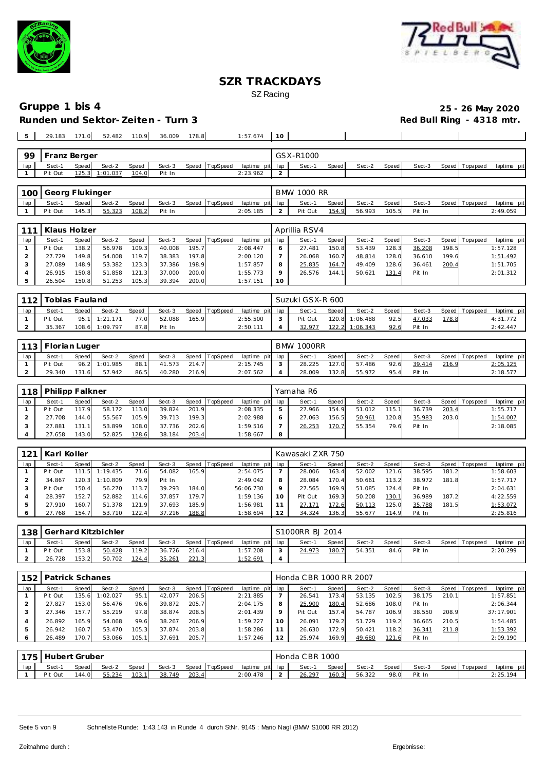# SZR TRACKDAYS

SZ Racing

## Gruppe 1 bis 4

**25 - 26 May 2020**

**Runden und Sektor-Zeiten - Turn 3**

**Red Bull Ring - 4318 mtr.**

| lap | Sect-1 | Speed | Sect-2 | Speed | Sect-3 | Speed | TopSpeed | laptime pit | lap | Sect-1 | Speed | Sect-2 | Speed | Sect-3 | Speed | Topspeed | laptime pit |
|---|---|---|---|---|---|---|---|---|---|---|---|---|---|---|---|---|---|
| 5 | 29.183 | 171.0 | 52.482 | 110.9 | 36.009 | 178.8 | | 1:57.674 | 10 | | | | | | | | |

**99 Franz Berger** — GSX-R1000

| lap | Sect-1 | Speed | Sect-2 | Speed | Sect-3 | Speed | TopSpeed | laptime pit | lap | Sect-1 | Speed | Sect-2 | Speed | Sect-3 | Speed | Topspeed | laptime pit |
|---|---|---|---|---|---|---|---|---|---|---|---|---|---|---|---|---|---|
| 1 | Pit Out | 125.3 | 1:01.037 | 104.0 | Pit In | | | 2:23.962 | 2 | | | | | | | | |

**100 Georg Flukinger** — BMW 1000 RR

| lap | Sect-1 | Speed | Sect-2 | Speed | Sect-3 | Speed | TopSpeed | laptime pit | lap | Sect-1 | Speed | Sect-2 | Speed | Sect-3 | Speed | Topspeed | laptime pit |
|---|---|---|---|---|---|---|---|---|---|---|---|---|---|---|---|---|---|
| 1 | Pit Out | 145.3 | 55.323 | 108.2 | Pit In | | | 2:05.185 | 2 | Pit Out | 154.9 | 56.993 | 105.5 | Pit In | | | 2:49.059 |

**111 Klaus Holzer** — Aprillia RSV4

| lap | Sect-1 | Speed | Sect-2 | Speed | Sect-3 | Speed | TopSpeed | laptime pit | lap | Sect-1 | Speed | Sect-2 | Speed | Sect-3 | Speed | Topspeed | laptime pit |
|---|---|---|---|---|---|---|---|---|---|---|---|---|---|---|---|---|---|
| 1 | Pit Out | 138.2 | 56.978 | 109.3 | 40.008 | 195.7 | | 2:08.447 | 6 | 27.481 | 150.8 | 53.439 | 128.3 | 36.208 | 198.5 | | 1:57.128 |
| 2 | 27.729 | 149.8 | 54.008 | 119.7 | 38.383 | 197.8 | | 2:00.120 | 7 | 26.068 | 160.7 | 48.814 | 128.0 | 36.610 | 199.6 | | 1:51.492 |
| 3 | 27.089 | 148.9 | 53.382 | 123.3 | 37.386 | 198.9 | | 1:57.857 | 8 | 25.835 | 164.7 | 49.409 | 128.6 | 36.461 | 200.4 | | 1:51.705 |
| 4 | 26.915 | 150.8 | 51.858 | 121.3 | 37.000 | 200.0 | | 1:55.773 | 9 | 26.576 | 144.1 | 50.621 | 131.4 | Pit In | | | 2:01.312 |
| 5 | 26.504 | 150.8 | 51.253 | 105.3 | 39.394 | 200.0 | | 1:57.151 | 10 | | | | | | | | |

**112 Tobias Fauland** — Suzuki GSX-R 600

| lap | Sect-1 | Speed | Sect-2 | Speed | Sect-3 | Speed | TopSpeed | laptime pit | lap | Sect-1 | Speed | Sect-2 | Speed | Sect-3 | Speed | Topspeed | laptime pit |
|---|---|---|---|---|---|---|---|---|---|---|---|---|---|---|---|---|---|
| 1 | Pit Out | 95.1 | 1:21.171 | 77.0 | 52.088 | 165.9 | | 2:55.500 | 3 | Pit Out | 120.8 | 1:06.488 | 92.5 | 47.033 | 178.8 | | 4:31.772 |
| 2 | 35.367 | 108.6 | 1:09.797 | 87.8 | Pit In | | | 2:50.111 | 4 | 32.977 | 122.2 | 1:06.343 | 92.6 | Pit In | | | 2:42.447 |

**113 Florian Luger** — BMW 1000RR

| lap | Sect-1 | Speed | Sect-2 | Speed | Sect-3 | Speed | TopSpeed | laptime pit | lap | Sect-1 | Speed | Sect-2 | Speed | Sect-3 | Speed | Topspeed | laptime pit |
|---|---|---|---|---|---|---|---|---|---|---|---|---|---|---|---|---|---|
| 1 | Pit Out | 96.2 | 1:01.985 | 88.1 | 41.573 | 214.7 | | 2:15.745 | 3 | 28.225 | 127.0 | 57.486 | 92.6 | 39.414 | 216.9 | | 2:05.125 |
| 2 | 29.340 | 131.6 | 57.942 | 86.5 | 40.280 | 216.9 | | 2:07.562 | 4 | 28.009 | 132.8 | 55.972 | 95.4 | Pit In | | | 2:18.577 |

**118 Philipp Falkner** — Yamaha R6

| lap | Sect-1 | Speed | Sect-2 | Speed | Sect-3 | Speed | TopSpeed | laptime pit | lap | Sect-1 | Speed | Sect-2 | Speed | Sect-3 | Speed | Topspeed | laptime pit |
|---|---|---|---|---|---|---|---|---|---|---|---|---|---|---|---|---|---|
| 1 | Pit Out | 117.9 | 58.172 | 113.0 | 39.824 | 201.9 | | 2:08.335 | 5 | 27.966 | 154.9 | 51.012 | 115.1 | 36.739 | 203.4 | | 1:55.717 |
| 2 | 27.708 | 144.0 | 55.567 | 105.9 | 39.713 | 199.3 | | 2:02.988 | 6 | 27.063 | 156.5 | 50.961 | 120.8 | 35.983 | 203.0 | | 1:54.007 |
| 3 | 27.881 | 131.1 | 53.899 | 108.0 | 37.736 | 202.6 | | 1:59.516 | 7 | 26.253 | 170.7 | 55.354 | 79.6 | Pit In | | | 2:18.085 |
| 4 | 27.658 | 143.0 | 52.825 | 128.6 | 38.184 | 203.4 | | 1:58.667 | 8 | | | | | | | | |

**121 Karl Koller** — Kawasaki ZXR 750

| lap | Sect-1 | Speed | Sect-2 | Speed | Sect-3 | Speed | TopSpeed | laptime pit | lap | Sect-1 | Speed | Sect-2 | Speed | Sect-3 | Speed | Topspeed | laptime pit |
|---|---|---|---|---|---|---|---|---|---|---|---|---|---|---|---|---|---|
| 1 | Pit Out | 111.5 | 1:19.435 | 71.6 | 54.082 | 165.9 | | 2:54.075 | 7 | 28.006 | 163.4 | 52.002 | 121.6 | 38.595 | 181.2 | | 1:58.603 |
| 2 | 34.867 | 120.3 | 1:10.809 | 79.9 | Pit In | | | 2:49.042 | 8 | 28.084 | 170.4 | 50.661 | 113.2 | 38.972 | 181.8 | | 1:57.717 |
| 3 | Pit Out | 150.4 | 56.270 | 113.7 | 39.293 | 184.0 | | 56:06.730 | 9 | 27.565 | 169.9 | 51.085 | 124.4 | Pit In | | | 2:04.631 |
| 4 | 28.397 | 152.7 | 52.882 | 114.6 | 37.857 | 179.7 | | 1:59.136 | 10 | Pit Out | 169.3 | 50.208 | 130.1 | 36.989 | 187.2 | | 4:22.559 |
| 5 | 27.910 | 160.7 | 51.378 | 121.9 | 37.693 | 185.9 | | 1:56.981 | 11 | 27.171 | 172.6 | 50.113 | 125.0 | 35.788 | 181.5 | | 1:53.072 |
| 6 | 27.768 | 154.7 | 53.710 | 122.4 | 37.216 | 188.8 | | 1:58.694 | 12 | 34.324 | 136.3 | 55.677 | 114.9 | Pit In | | | 2:25.816 |

**138 Gerhard Kitzbichler** — S1000RR BJ 2014

| lap | Sect-1 | Speed | Sect-2 | Speed | Sect-3 | Speed | TopSpeed | laptime pit | lap | Sect-1 | Speed | Sect-2 | Speed | Sect-3 | Speed | Topspeed | laptime pit |
|---|---|---|---|---|---|---|---|---|---|---|---|---|---|---|---|---|---|
| 1 | Pit Out | 153.8 | 50.428 | 119.2 | 36.726 | 216.4 | | 1:57.208 | 3 | 24.973 | 180.7 | 54.351 | 84.6 | Pit In | | | 2:20.299 |
| 2 | 26.728 | 153.2 | 50.702 | 124.4 | 35.261 | 221.3 | | 1:52.691 | 4 | | | | | | | | |

**152 Patrick Schanes** — Honda CBR 1000 RR 2007

| lap | Sect-1 | Speed | Sect-2 | Speed | Sect-3 | Speed | TopSpeed | laptime pit | lap | Sect-1 | Speed | Sect-2 | Speed | Sect-3 | Speed | Topspeed | laptime pit |
|---|---|---|---|---|---|---|---|---|---|---|---|---|---|---|---|---|---|
| 1 | Pit Out | 135.6 | 1:02.027 | 95.1 | 42.077 | 206.5 | | 2:21.885 | 7 | 26.541 | 173.4 | 53.135 | 102.5 | 38.175 | 210.1 | | 1:57.851 |
| 2 | 27.827 | 153.0 | 56.476 | 96.6 | 39.872 | 205.7 | | 2:04.175 | 8 | 25.900 | 180.4 | 52.686 | 108.0 | Pit In | | | 2:06.344 |
| 3 | 27.346 | 157.7 | 55.219 | 97.8 | 38.874 | 208.5 | | 2:01.439 | 9 | Pit Out | 157.4 | 54.787 | 106.9 | 38.550 | 208.9 | | 37:17.901 |
| 4 | 26.892 | 165.9 | 54.068 | 99.6 | 38.267 | 206.9 | | 1:59.227 | 10 | 26.091 | 179.2 | 51.729 | 119.2 | 36.665 | 210.5 | | 1:54.485 |
| 5 | 26.942 | 160.7 | 53.470 | 105.3 | 37.874 | 203.8 | | 1:58.286 | 11 | 26.630 | 172.9 | 50.421 | 118.2 | 36.341 | 211.8 | | 1:53.392 |
| 6 | 26.489 | 170.7 | 53.066 | 105.1 | 37.691 | 205.7 | | 1:57.246 | 12 | 25.974 | 169.9 | 49.680 | 121.6 | Pit In | | | 2:09.190 |

**175 Hubert Gruber** — Honda CBR 1000

| lap | Sect-1 | Speed | Sect-2 | Speed | Sect-3 | Speed | TopSpeed | laptime pit | lap | Sect-1 | Speed | Sect-2 | Speed | Sect-3 | Speed | Topspeed | laptime pit |
|---|---|---|---|---|---|---|---|---|---|---|---|---|---|---|---|---|---|
| 1 | Pit Out | 144.0 | 55.234 | 103.1 | 38.749 | 203.4 | | 2:00.478 | 2 | 26.297 | 160.3 | 56.322 | 98.0 | Pit In | | | 2:25.194 |

Schnellste Runde: 1:43.143 in Runde 4 durch StNr. 9145 : Mario Nagl (BMW S1000 RR 2012)

Zeitnahme durch :

Ergebnisse: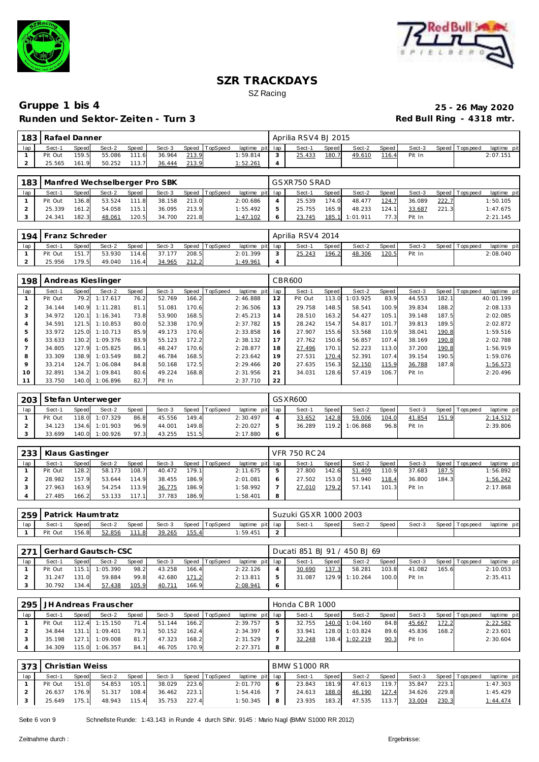# SZR TRACKDAYS

SZ Racing

## Gruppe 1 bis 4

**25 - 26 May 2020**

### Runden und Sektor-Zeiten - Turn 3

**Red Bull Ring - 4318 mtr.**

| 183 | Rafael Danner | | | | | | | | Aprilia RSV4 BJ 2015 | | | | | | | | |
|---|---|---|---|---|---|---|---|---|---|---|---|---|---|---|---|---|---|
| lap | Sect-1 | Speed | Sect-2 | Speed | Sect-3 | Speed | TopSpeed | laptime pit | lap | Sect-1 | Speed | Sect-2 | Speed | Sect-3 | Speed | Topspeed | laptime pit |
| 1 | Pit Out | 159.5 | 55.086 | 111.6 | 36.964 | 213.9 | | 1:59.814 | 3 | 25.433 | 180.7 | 49.610 | 116.4 | Pit In | | | 2:07.151 |
| 2 | 25.565 | 161.9 | 50.252 | 113.7 | 36.444 | 213.9 | | 1:52.261 | 4 | | | | | | | | |

| 183 | Manfred Wechselberger Pro SBK | | | | | | | | GSXR750 SRAD | | | | | | | | |
|---|---|---|---|---|---|---|---|---|---|---|---|---|---|---|---|---|---|
| lap | Sect-1 | Speed | Sect-2 | Speed | Sect-3 | Speed | TopSpeed | laptime pit | lap | Sect-1 | Speed | Sect-2 | Speed | Sect-3 | Speed | Topspeed | laptime pit |
| 1 | Pit Out | 136.8 | 53.524 | 111.8 | 38.158 | 213.0 | | 2:00.686 | 4 | 25.539 | 174.0 | 48.477 | 124.7 | 36.089 | 222.7 | | 1:50.105 |
| 2 | 25.339 | 161.2 | 54.058 | 115.1 | 36.095 | 213.9 | | 1:55.492 | 5 | 25.755 | 165.9 | 48.233 | 124.1 | 33.687 | 221.3 | | 1:47.675 |
| 3 | 24.341 | 182.3 | 48.061 | 120.5 | 34.700 | 221.8 | | 1:47.102 | 6 | 23.745 | 185.1 | 1:01.911 | 77.3 | Pit In | | | 2:21.145 |

| 194 | Franz Schreder | | | | | | | | Aprilia RSV4 2014 | | | | | | | | |
|---|---|---|---|---|---|---|---|---|---|---|---|---|---|---|---|---|---|
| lap | Sect-1 | Speed | Sect-2 | Speed | Sect-3 | Speed | TopSpeed | laptime pit | lap | Sect-1 | Speed | Sect-2 | Speed | Sect-3 | Speed | Topspeed | laptime pit |
| 1 | Pit Out | 151.7 | 53.930 | 114.6 | 37.177 | 208.5 | | 2:01.399 | 3 | 25.243 | 196.2 | 48.306 | 120.5 | Pit In | | | 2:08.040 |
| 2 | 25.956 | 179.5 | 49.040 | 116.4 | 34.965 | 212.2 | | 1:49.961 | 4 | | | | | | | | |

| 198 | Andreas Kieslinger | | | | | | | | CBR600 | | | | | | | | |
|---|---|---|---|---|---|---|---|---|---|---|---|---|---|---|---|---|---|
| lap | Sect-1 | Speed | Sect-2 | Speed | Sect-3 | Speed | TopSpeed | laptime pit | lap | Sect-1 | Speed | Sect-2 | Speed | Sect-3 | Speed | Topspeed | laptime pit |
| 1 | Pit Out | 79.2 | 1:17.617 | 76.2 | 52.769 | 166.2 | | 2:46.888 | 12 | Pit Out | 113.0 | 1:03.925 | 83.9 | 44.553 | 182.1 | | 40:01.199 |
| 2 | 34.144 | 140.9 | 1:11.281 | 81.1 | 51.081 | 170.6 | | 2:36.506 | 13 | 29.758 | 148.5 | 58.541 | 100.9 | 39.834 | 188.2 | | 2:08.133 |
| 3 | 34.972 | 120.1 | 1:16.341 | 73.8 | 53.900 | 168.5 | | 2:45.213 | 14 | 28.510 | 163.2 | 54.427 | 105.1 | 39.148 | 187.5 | | 2:02.085 |
| 4 | 34.591 | 121.5 | 1:10.853 | 80.0 | 52.338 | 170.9 | | 2:37.782 | 15 | 28.242 | 154.7 | 54.817 | 101.7 | 39.813 | 189.5 | | 2:02.872 |
| 5 | 33.972 | 125.0 | 1:10.713 | 85.9 | 49.173 | 170.6 | | 2:33.858 | 16 | 27.907 | 155.6 | 53.568 | 110.9 | 38.041 | 190.8 | | 1:59.516 |
| 6 | 33.633 | 130.2 | 1:09.376 | 83.9 | 55.123 | 172.2 | | 2:38.132 | 17 | 27.762 | 150.6 | 56.857 | 107.4 | 38.169 | 190.8 | | 2:02.788 |
| 7 | 34.805 | 127.9 | 1:05.825 | 86.1 | 48.247 | 170.6 | | 2:28.877 | 18 | 27.496 | 170.1 | 52.223 | 113.0 | 37.200 | 190.8 | | 1:56.919 |
| 8 | 33.309 | 138.9 | 1:03.549 | 88.2 | 46.784 | 168.5 | | 2:23.642 | 19 | 27.531 | 170.4 | 52.391 | 107.4 | 39.154 | 190.5 | | 1:59.076 |
| 9 | 33.214 | 124.7 | 1:06.084 | 84.8 | 50.168 | 172.5 | | 2:29.466 | 20 | 27.635 | 156.3 | 52.150 | 115.9 | 36.788 | 187.8 | | 1:56.573 |
| 10 | 32.891 | 134.2 | 1:09.841 | 80.6 | 49.224 | 168.8 | | 2:31.956 | 21 | 34.031 | 128.6 | 57.419 | 106.7 | Pit In | | | 2:20.496 |
| 11 | 33.750 | 140.0 | 1:06.896 | 82.7 | Pit In | | | 2:37.710 | 22 | | | | | | | | |

| 203 | Stefan Unterweger | | | | | | | | GSXR600 | | | | | | | | |
|---|---|---|---|---|---|---|---|---|---|---|---|---|---|---|---|---|---|
| lap | Sect-1 | Speed | Sect-2 | Speed | Sect-3 | Speed | TopSpeed | laptime pit | lap | Sect-1 | Speed | Sect-2 | Speed | Sect-3 | Speed | Topspeed | laptime pit |
| 1 | Pit Out | 118.0 | 1:07.329 | 86.8 | 45.556 | 149.4 | | 2:30.497 | 4 | 33.652 | 142.8 | 59.006 | 104.0 | 41.854 | 151.9 | | 2:14.512 |
| 2 | 34.123 | 134.6 | 1:01.903 | 96.9 | 44.001 | 149.8 | | 2:20.027 | 5 | 36.289 | 119.2 | 1:06.868 | 96.8 | Pit In | | | 2:39.806 |
| 3 | 33.699 | 140.0 | 1:00.926 | 97.3 | 43.255 | 151.5 | | 2:17.880 | 6 | | | | | | | | |

| 233 | Klaus Gastinger | | | | | | | | VFR 750 RC24 | | | | | | | | |
|---|---|---|---|---|---|---|---|---|---|---|---|---|---|---|---|---|---|
| lap | Sect-1 | Speed | Sect-2 | Speed | Sect-3 | Speed | TopSpeed | laptime pit | lap | Sect-1 | Speed | Sect-2 | Speed | Sect-3 | Speed | Topspeed | laptime pit |
| 1 | Pit Out | 128.2 | 58.173 | 108.7 | 40.472 | 179.1 | | 2:11.675 | 5 | 27.800 | 142.6 | 51.409 | 110.9 | 37.683 | 187.5 | | 1:56.892 |
| 2 | 28.982 | 157.9 | 53.644 | 114.9 | 38.455 | 186.9 | | 2:01.081 | 6 | 27.502 | 153.0 | 51.940 | 118.4 | 36.800 | 184.3 | | 1:56.242 |
| 3 | 27.963 | 163.9 | 54.254 | 113.9 | 36.775 | 186.9 | | 1:58.992 | 7 | 27.010 | 179.2 | 57.141 | 101.3 | Pit In | | | 2:17.868 |
| 4 | 27.485 | 166.2 | 53.133 | 117.1 | 37.783 | 186.9 | | 1:58.401 | 8 | | | | | | | | |

| 259 | Patrick Haumtratz | | | | | | | | Suzuki GSXR 1000 2003 | | | | | | | | |
|---|---|---|---|---|---|---|---|---|---|---|---|---|---|---|---|---|---|
| lap | Sect-1 | Speed | Sect-2 | Speed | Sect-3 | Speed | TopSpeed | laptime pit | lap | Sect-1 | Speed | Sect-2 | Speed | Sect-3 | Speed | Topspeed | laptime pit |
| 1 | Pit Out | 156.8 | 52.856 | 111.8 | 39.265 | 155.4 | | 1:59.451 | 2 | | | | | | | | |

| 271 | Gerhard Gautsch-CSC | | | | | | | | Ducati 851 BJ 91 / 450 BJ 69 | | | | | | | | |
|---|---|---|---|---|---|---|---|---|---|---|---|---|---|---|---|---|---|
| lap | Sect-1 | Speed | Sect-2 | Speed | Sect-3 | Speed | TopSpeed | laptime pit | lap | Sect-1 | Speed | Sect-2 | Speed | Sect-3 | Speed | Topspeed | laptime pit |
| 1 | Pit Out | 115.1 | 1:05.390 | 98.2 | 43.258 | 166.4 | | 2:22.126 | 4 | 30.690 | 137.3 | 58.281 | 103.8 | 41.082 | 165.6 | | 2:10.053 |
| 2 | 31.247 | 131.0 | 59.884 | 99.8 | 42.680 | 171.2 | | 2:13.811 | 5 | 31.087 | 129.9 | 1:10.264 | 100.0 | Pit In | | | 2:35.411 |
| 3 | 30.792 | 134.4 | 57.438 | 105.9 | 40.711 | 166.9 | | 2:08.941 | 6 | | | | | | | | |

| 295 | JH Andreas Frauscher | | | | | | | | Honda CBR 1000 | | | | | | | | |
|---|---|---|---|---|---|---|---|---|---|---|---|---|---|---|---|---|---|
| lap | Sect-1 | Speed | Sect-2 | Speed | Sect-3 | Speed | TopSpeed | laptime pit | lap | Sect-1 | Speed | Sect-2 | Speed | Sect-3 | Speed | Topspeed | laptime pit |
| 1 | Pit Out | 112.4 | 1:15.150 | 71.4 | 51.144 | 166.2 | | 2:39.757 | 5 | 32.755 | 140.0 | 1:04.160 | 84.8 | 45.667 | 172.2 | | 2:22.582 |
| 2 | 34.844 | 131.1 | 1:09.401 | 79.1 | 50.152 | 162.4 | | 2:34.397 | 6 | 33.941 | 128.0 | 1:03.824 | 89.6 | 45.836 | 168.2 | | 2:23.601 |
| 3 | 35.198 | 127.1 | 1:09.008 | 81.7 | 47.323 | 168.2 | | 2:31.529 | 7 | 32.248 | 138.4 | 1:02.219 | 90.3 | Pit In | | | 2:30.604 |
| 4 | 34.309 | 115.0 | 1:06.357 | 84.1 | 46.705 | 170.9 | | 2:27.371 | 8 | | | | | | | | |

| 373 | Christian Weiss | | | | | | | | BMW S1000 RR | | | | | | | | |
|---|---|---|---|---|---|---|---|---|---|---|---|---|---|---|---|---|---|
| lap | Sect-1 | Speed | Sect-2 | Speed | Sect-3 | Speed | TopSpeed | laptime pit | lap | Sect-1 | Speed | Sect-2 | Speed | Sect-3 | Speed | Topspeed | laptime pit |
| 1 | Pit Out | 151.0 | 54.853 | 105.1 | 38.029 | 223.6 | | 2:01.770 | 6 | 23.843 | 181.9 | 47.613 | 119.7 | 35.847 | 223.1 | | 1:47.303 |
| 2 | 26.637 | 176.9 | 51.317 | 108.4 | 36.462 | 223.1 | | 1:54.416 | 7 | 24.613 | 188.0 | 46.190 | 127.4 | 34.626 | 229.8 | | 1:45.429 |
| 3 | 25.649 | 175.1 | 48.943 | 115.4 | 35.753 | 227.4 | | 1:50.345 | 8 | 23.935 | 183.2 | 47.535 | 113.7 | 33.004 | 230.3 | | 1:44.474 |

Schnellste Runde: 1:43.143 in Runde 4 durch StNr. 9145 : Mario Nagl (BMW S1000 RR 2012)

Zeitnahme durch : Ergebnisse: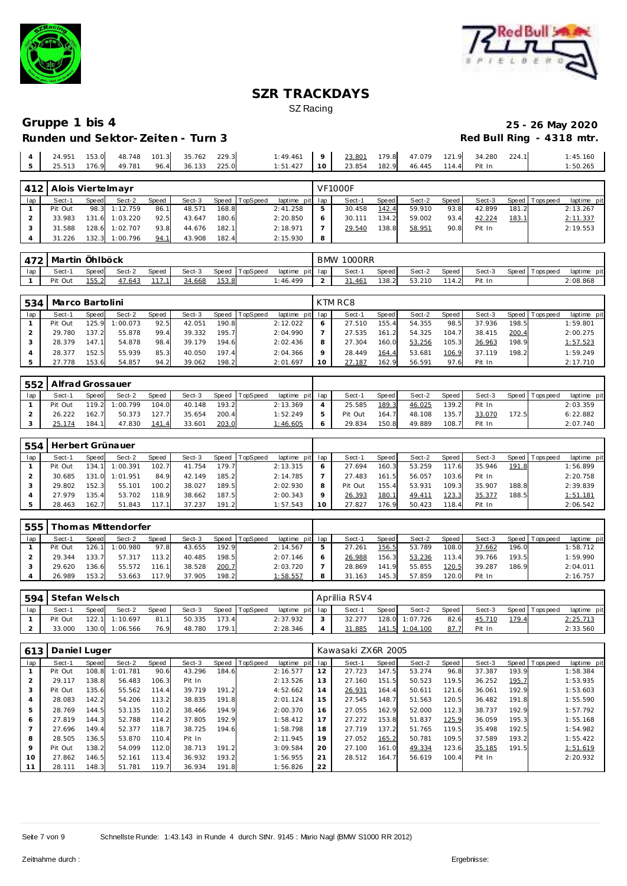# SZR TRACKDAYS

SZ Racing

## Gruppe 1 bis 4

**25 - 26 May 2020**

### Runden und Sektor-Zeiten - Turn 3

**Red Bull Ring - 4318 mtr.**

| lap | Sect-1 | Speed | Sect-2 | Speed | Sect-3 | Speed | TopSpeed | laptime pit | lap | Sect-1 | Speed | Sect-2 | Speed | Sect-3 | Speed | Topspeed | laptime pit |
|---|---|---|---|---|---|---|---|---|---|---|---|---|---|---|---|---|---|
| 4 | 24.951 | 153.0 | 48.748 | 101.3 | 35.762 | 229.3 | | 1:49.461 | 9 | 23.801 | 179.8 | 47.079 | 121.9 | 34.280 | 224.1 | | 1:45.160 |
| 5 | 25.513 | 176.9 | 49.781 | 96.4 | 36.133 | 225.0 | | 1:51.427 | 10 | 23.854 | 182.9 | 46.445 | 114.4 | Pit In | | | 1:50.265 |

| 412 | Alois Viertelmayr | | | | | | | | VF1000F | | | | | | | | |
|---|---|---|---|---|---|---|---|---|---|---|---|---|---|---|---|---|---|
| lap | Sect-1 | Speed | Sect-2 | Speed | Sect-3 | Speed | TopSpeed | laptime pit | lap | Sect-1 | Speed | Sect-2 | Speed | Sect-3 | Speed | Topspeed | laptime pit |
| 1 | Pit Out | 98.3 | 1:12.759 | 86.1 | 48.571 | 168.8 | | 2:41.258 | 5 | 30.458 | 142.4 | 59.910 | 93.8 | 42.899 | 181.2 | | 2:13.267 |
| 2 | 33.983 | 131.6 | 1:03.220 | 92.5 | 43.647 | 180.6 | | 2:20.850 | 6 | 30.111 | 134.2 | 59.002 | 93.4 | 42.224 | 183.1 | | 2:11.337 |
| 3 | 31.588 | 128.6 | 1:02.707 | 93.8 | 44.676 | 182.1 | | 2:18.971 | 7 | 29.540 | 138.8 | 58.951 | 90.8 | Pit In | | | 2:19.553 |
| 4 | 31.226 | 132.3 | 1:00.796 | 94.1 | 43.908 | 182.4 | | 2:15.930 | 8 | | | | | | | | |

| 472 | Martin Öhlböck | | | | | | | | BMW 1000RR | | | | | | | | |
|---|---|---|---|---|---|---|---|---|---|---|---|---|---|---|---|---|---|
| lap | Sect-1 | Speed | Sect-2 | Speed | Sect-3 | Speed | TopSpeed | laptime pit | lap | Sect-1 | Speed | Sect-2 | Speed | Sect-3 | Speed | Topspeed | laptime pit |
| 1 | Pit Out | 155.2 | 47.643 | 117.1 | 34.668 | 153.8 | | 1:46.499 | 2 | 31.461 | 138.2 | 53.210 | 114.2 | Pit In | | | 2:08.868 |

| 534 | Marco Bartolini | | | | | | | | KTM RC8 | | | | | | | | |
|---|---|---|---|---|---|---|---|---|---|---|---|---|---|---|---|---|---|
| lap | Sect-1 | Speed | Sect-2 | Speed | Sect-3 | Speed | TopSpeed | laptime pit | lap | Sect-1 | Speed | Sect-2 | Speed | Sect-3 | Speed | Topspeed | laptime pit |
| 1 | Pit Out | 125.9 | 1:00.073 | 92.5 | 42.051 | 190.8 | | 2:12.022 | 6 | 27.510 | 155.4 | 54.355 | 98.5 | 37.936 | 198.5 | | 1:59.801 |
| 2 | 29.780 | 137.2 | 55.878 | 99.4 | 39.332 | 195.7 | | 2:04.990 | 7 | 27.535 | 161.2 | 54.325 | 104.7 | 38.415 | 200.4 | | 2:00.275 |
| 3 | 28.379 | 147.1 | 54.878 | 98.4 | 39.179 | 194.6 | | 2:02.436 | 8 | 27.304 | 160.0 | 53.256 | 105.3 | 36.963 | 198.9 | | 1:57.523 |
| 4 | 28.377 | 152.5 | 55.939 | 85.3 | 40.050 | 197.4 | | 2:04.366 | 9 | 28.449 | 164.4 | 53.681 | 106.9 | 37.119 | 198.2 | | 1:59.249 |
| 5 | 27.778 | 153.6 | 54.857 | 94.2 | 39.062 | 198.2 | | 2:01.697 | 10 | 27.187 | 162.9 | 56.591 | 97.6 | Pit In | | | 2:17.710 |

| 552 | Alfrad Grossauer | | | | | | | | | | | | | | | | |
|---|---|---|---|---|---|---|---|---|---|---|---|---|---|---|---|---|---|
| lap | Sect-1 | Speed | Sect-2 | Speed | Sect-3 | Speed | TopSpeed | laptime pit | lap | Sect-1 | Speed | Sect-2 | Speed | Sect-3 | Speed | Topspeed | laptime pit |
| 1 | Pit Out | 119.2 | 1:00.799 | 104.0 | 40.148 | 193.2 | | 2:13.369 | 4 | 25.585 | 189.3 | 46.025 | 139.2 | Pit In | | | 2:03.359 |
| 2 | 26.222 | 162.7 | 50.373 | 127.7 | 35.654 | 200.4 | | 1:52.249 | 5 | Pit Out | 164.7 | 48.108 | 135.7 | 33.070 | 172.5 | | 6:22.882 |
| 3 | 25.174 | 184.1 | 47.830 | 141.4 | 33.601 | 203.0 | | 1:46.605 | 6 | 29.834 | 150.8 | 49.889 | 108.7 | Pit In | | | 2:07.740 |

| 554 | Herbert Grünauer | | | | | | | | | | | | | | | | |
|---|---|---|---|---|---|---|---|---|---|---|---|---|---|---|---|---|---|
| lap | Sect-1 | Speed | Sect-2 | Speed | Sect-3 | Speed | TopSpeed | laptime pit | lap | Sect-1 | Speed | Sect-2 | Speed | Sect-3 | Speed | Topspeed | laptime pit |
| 1 | Pit Out | 134.1 | 1:00.391 | 102.7 | 41.754 | 179.7 | | 2:13.315 | 6 | 27.694 | 160.3 | 53.259 | 117.6 | 35.946 | 191.8 | | 1:56.899 |
| 2 | 30.685 | 131.0 | 1:01.951 | 84.9 | 42.149 | 185.2 | | 2:14.785 | 7 | 27.483 | 161.5 | 56.057 | 103.6 | Pit In | | | 2:20.758 |
| 3 | 29.802 | 152.3 | 55.101 | 100.2 | 38.027 | 189.5 | | 2:02.930 | 8 | Pit Out | 155.4 | 53.931 | 109.3 | 35.907 | 188.8 | | 2:39.839 |
| 4 | 27.979 | 135.4 | 53.702 | 118.9 | 38.662 | 187.5 | | 2:00.343 | 9 | 26.393 | 180.1 | 49.411 | 123.3 | 35.377 | 188.5 | | 1:51.181 |
| 5 | 28.463 | 162.7 | 51.843 | 117.1 | 37.237 | 191.2 | | 1:57.543 | 10 | 27.827 | 176.9 | 50.423 | 118.4 | Pit In | | | 2:06.542 |

| 555 | Thomas Mittendorfer | | | | | | | | | | | | | | | | |
|---|---|---|---|---|---|---|---|---|---|---|---|---|---|---|---|---|---|
| lap | Sect-1 | Speed | Sect-2 | Speed | Sect-3 | Speed | TopSpeed | laptime pit | lap | Sect-1 | Speed | Sect-2 | Speed | Sect-3 | Speed | Topspeed | laptime pit |
| 1 | Pit Out | 126.1 | 1:00.980 | 97.8 | 43.655 | 192.9 | | 2:14.567 | 5 | 27.261 | 156.5 | 53.789 | 108.0 | 37.662 | 196.0 | | 1:58.712 |
| 2 | 29.344 | 133.7 | 57.317 | 113.2 | 40.485 | 198.5 | | 2:07.146 | 6 | 26.988 | 156.3 | 53.236 | 113.4 | 39.766 | 193.5 | | 1:59.990 |
| 3 | 29.620 | 136.6 | 55.572 | 116.1 | 38.528 | 200.7 | | 2:03.720 | 7 | 28.869 | 141.9 | 55.855 | 120.5 | 39.287 | 186.9 | | 2:04.011 |
| 4 | 26.989 | 153.2 | 53.663 | 117.9 | 37.905 | 198.2 | | 1:58.557 | 8 | 31.163 | 145.3 | 57.859 | 120.0 | Pit In | | | 2:16.757 |

| 594 | Stefan Welsch | | | | | | | | Aprillia RSV4 | | | | | | | | |
|---|---|---|---|---|---|---|---|---|---|---|---|---|---|---|---|---|---|
| lap | Sect-1 | Speed | Sect-2 | Speed | Sect-3 | Speed | TopSpeed | laptime pit | lap | Sect-1 | Speed | Sect-2 | Speed | Sect-3 | Speed | Topspeed | laptime pit |
| 1 | Pit Out | 122.1 | 1:10.697 | 81.1 | 50.335 | 173.4 | | 2:37.932 | 3 | 32.277 | 128.0 | 1:07.726 | 82.6 | 45.710 | 179.4 | | 2:25.713 |
| 2 | 33.000 | 130.0 | 1:06.566 | 76.9 | 48.780 | 179.1 | | 2:28.346 | 4 | 31.885 | 141.5 | 1:04.100 | 87.7 | Pit In | | | 2:33.560 |

| 613 | Daniel Luger | | | | | | | | Kawasaki ZX6R 2005 | | | | | | | | |
|---|---|---|---|---|---|---|---|---|---|---|---|---|---|---|---|---|---|
| lap | Sect-1 | Speed | Sect-2 | Speed | Sect-3 | Speed | TopSpeed | laptime pit | lap | Sect-1 | Speed | Sect-2 | Speed | Sect-3 | Speed | Topspeed | laptime pit |
| 1 | Pit Out | 108.8 | 1:01.781 | 90.6 | 43.296 | 184.6 | | 2:16.577 | 12 | 27.723 | 147.5 | 53.274 | 96.8 | 37.387 | 193.9 | | 1:58.384 |
| 2 | 29.117 | 138.8 | 56.483 | 106.3 | Pit In | | | 2:13.526 | 13 | 27.160 | 151.5 | 50.523 | 119.5 | 36.252 | 195.7 | | 1:53.935 |
| 3 | Pit Out | 135.6 | 55.562 | 114.4 | 39.719 | 191.2 | | 4:52.662 | 14 | 26.931 | 164.4 | 50.611 | 121.6 | 36.061 | 192.9 | | 1:53.603 |
| 4 | 28.083 | 142.2 | 54.206 | 113.2 | 38.835 | 191.8 | | 2:01.124 | 15 | 27.545 | 148.7 | 51.563 | 120.5 | 36.482 | 191.8 | | 1:55.590 |
| 5 | 28.769 | 144.5 | 53.135 | 110.2 | 38.466 | 194.9 | | 2:00.370 | 16 | 27.055 | 162.9 | 52.000 | 112.3 | 38.737 | 192.9 | | 1:57.792 |
| 6 | 27.819 | 144.3 | 52.788 | 114.2 | 37.805 | 192.9 | | 1:58.412 | 17 | 27.272 | 153.8 | 51.837 | 125.9 | 36.059 | 195.3 | | 1:55.168 |
| 7 | 27.696 | 149.4 | 52.377 | 118.7 | 38.725 | 194.6 | | 1:58.798 | 18 | 27.719 | 137.2 | 51.765 | 119.5 | 35.498 | 192.5 | | 1:54.982 |
| 8 | 28.505 | 136.5 | 53.870 | 110.4 | Pit In | | | 2:11.945 | 19 | 27.052 | 165.2 | 50.781 | 109.5 | 37.589 | 193.2 | | 1:55.422 |
| 9 | Pit Out | 138.2 | 54.099 | 112.0 | 38.713 | 191.2 | | 3:09.584 | 20 | 27.100 | 161.0 | 49.334 | 123.6 | 35.185 | 191.5 | | 1:51.619 |
| 10 | 27.862 | 146.5 | 52.161 | 113.4 | 36.932 | 193.2 | | 1:56.955 | 21 | 28.512 | 164.7 | 56.619 | 100.4 | Pit In | | | 2:20.932 |
| 11 | 28.111 | 148.3 | 51.781 | 119.7 | 36.934 | 191.8 | | 1:56.826 | 22 | | | | | | | | |

Schnellste Runde: 1:43.143 in Runde 4 durch StNr. 9145 : Mario Nagl (BMW S1000 RR 2012)

Zeitnahme durch : Ergebnisse: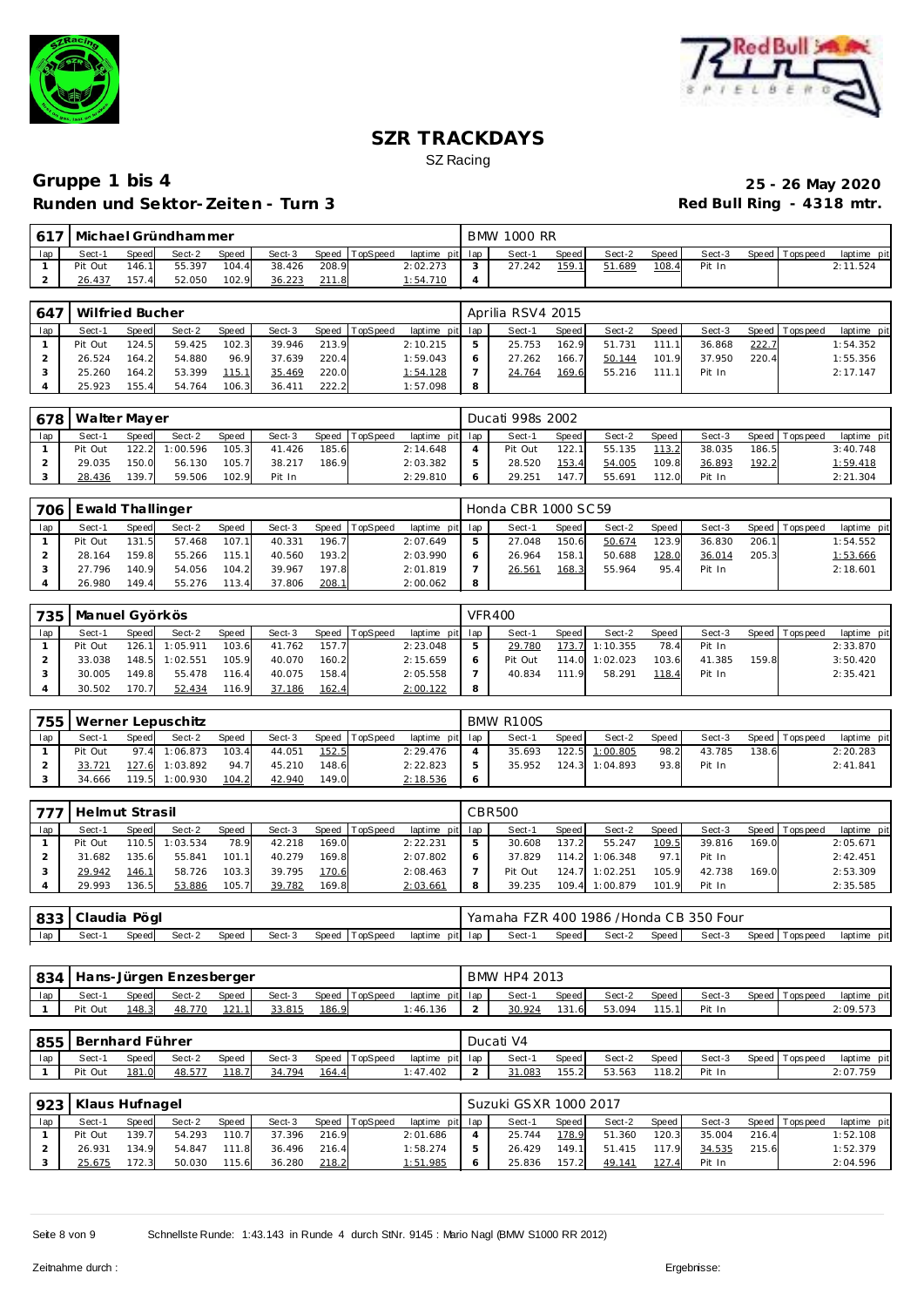# SZR TRACKDAYS

SZ Racing

## Gruppe 1 bis 4

**25 - 26 May 2020**

**Runden und Sektor-Zeiten - Turn 3**

**Red Bull Ring - 4318 mtr.**

| 617 | Michael Gründhammer | | | | | | | | BMW 1000 RR | | | | | | | | |
|---|---|---|---|---|---|---|---|---|---|---|---|---|---|---|---|---|---|
| lap | Sect-1 | Speed | Sect-2 | Speed | Sect-3 | Speed | TopSpeed | laptime pit | lap | Sect-1 | Speed | Sect-2 | Speed | Sect-3 | Speed | Topspeed | laptime pit |
| 1 | Pit Out | 146.1 | 55.397 | 104.4 | 38.426 | 208.9 | | 2:02.273 | 3 | 27.242 | 159.1 | 51.689 | 108.4 | Pit In | | | 2:11.524 |
| 2 | 26.437 | 157.4 | 52.050 | 102.9 | 36.223 | 211.8 | | 1:54.710 | 4 | | | | | | | | |

| 647 | Wilfried Bucher | | | | | | | | Aprilia RSV4 2015 | | | | | | | | |
|---|---|---|---|---|---|---|---|---|---|---|---|---|---|---|---|---|---|
| lap | Sect-1 | Speed | Sect-2 | Speed | Sect-3 | Speed | TopSpeed | laptime pit | lap | Sect-1 | Speed | Sect-2 | Speed | Sect-3 | Speed | Topspeed | laptime pit |
| 1 | Pit Out | 124.5 | 59.425 | 102.3 | 39.946 | 213.9 | | 2:10.215 | 5 | 25.753 | 162.9 | 51.731 | 111.1 | 36.868 | 222.7 | | 1:54.352 |
| 2 | 26.524 | 164.2 | 54.880 | 96.9 | 37.639 | 220.4 | | 1:59.043 | 6 | 27.262 | 166.7 | 50.144 | 101.9 | 37.950 | 220.4 | | 1:55.356 |
| 3 | 25.260 | 164.2 | 53.399 | 115.1 | 35.469 | 220.0 | | 1:54.128 | 7 | 24.764 | 169.6 | 55.216 | 111.1 | Pit In | | | 2:17.147 |
| 4 | 25.923 | 155.4 | 54.764 | 106.3 | 36.411 | 222.2 | | 1:57.098 | 8 | | | | | | | | |

| 678 | Walter Mayer | | | | | | | | Ducati 998s 2002 | | | | | | | | |
|---|---|---|---|---|---|---|---|---|---|---|---|---|---|---|---|---|---|
| lap | Sect-1 | Speed | Sect-2 | Speed | Sect-3 | Speed | TopSpeed | laptime pit | lap | Sect-1 | Speed | Sect-2 | Speed | Sect-3 | Speed | Topspeed | laptime pit |
| 1 | Pit Out | 122.2 | 1:00.596 | 105.3 | 41.426 | 185.6 | | 2:14.648 | 4 | Pit Out | 122.1 | 55.135 | 113.2 | 38.035 | 186.5 | | 3:40.748 |
| 2 | 29.035 | 150.0 | 56.130 | 105.7 | 38.217 | 186.9 | | 2:03.382 | 5 | 28.520 | 153.4 | 54.005 | 109.8 | 36.893 | 192.2 | | 1:59.418 |
| 3 | 28.436 | 139.7 | 59.506 | 102.9 | Pit In | | | 2:29.810 | 6 | 29.251 | 147.7 | 55.691 | 112.0 | Pit In | | | 2:21.304 |

| 706 | Ewald Thallinger | | | | | | | | Honda CBR 1000 SC59 | | | | | | | | |
|---|---|---|---|---|---|---|---|---|---|---|---|---|---|---|---|---|---|
| lap | Sect-1 | Speed | Sect-2 | Speed | Sect-3 | Speed | TopSpeed | laptime pit | lap | Sect-1 | Speed | Sect-2 | Speed | Sect-3 | Speed | Topspeed | laptime pit |
| 1 | Pit Out | 131.5 | 57.468 | 107.1 | 40.331 | 196.7 | | 2:07.649 | 5 | 27.048 | 150.6 | 50.674 | 123.9 | 36.830 | 206.1 | | 1:54.552 |
| 2 | 28.164 | 159.8 | 55.266 | 115.1 | 40.560 | 193.2 | | 2:03.990 | 6 | 26.964 | 158.1 | 50.688 | 128.0 | 36.014 | 205.3 | | 1:53.666 |
| 3 | 27.796 | 140.9 | 54.056 | 104.2 | 39.967 | 197.8 | | 2:01.819 | 7 | 26.561 | 168.3 | 55.964 | 95.4 | Pit In | | | 2:18.601 |
| 4 | 26.980 | 149.4 | 55.276 | 113.4 | 37.806 | 208.1 | | 2:00.062 | 8 | | | | | | | | |

| 735 | Manuel Györkös | | | | | | | | VFR400 | | | | | | | | |
|---|---|---|---|---|---|---|---|---|---|---|---|---|---|---|---|---|---|
| lap | Sect-1 | Speed | Sect-2 | Speed | Sect-3 | Speed | TopSpeed | laptime pit | lap | Sect-1 | Speed | Sect-2 | Speed | Sect-3 | Speed | Topspeed | laptime pit |
| 1 | Pit Out | 126.1 | 1:05.911 | 103.6 | 41.762 | 157.7 | | 2:23.048 | 5 | 29.780 | 173.7 | 1:10.355 | 78.4 | Pit In | | | 2:33.870 |
| 2 | 33.038 | 148.5 | 1:02.551 | 105.9 | 40.070 | 160.2 | | 2:15.659 | 6 | Pit Out | 114.0 | 1:02.023 | 103.6 | 41.385 | 159.8 | | 3:50.420 |
| 3 | 30.005 | 149.8 | 55.478 | 116.4 | 40.075 | 158.4 | | 2:05.558 | 7 | 40.834 | 111.9 | 58.291 | 118.4 | Pit In | | | 2:35.421 |
| 4 | 30.502 | 170.7 | 52.434 | 116.9 | 37.186 | 162.4 | | 2:00.122 | 8 | | | | | | | | |

| 755 | Werner Lepuschitz | | | | | | | | BMW R100S | | | | | | | | |
|---|---|---|---|---|---|---|---|---|---|---|---|---|---|---|---|---|---|
| lap | Sect-1 | Speed | Sect-2 | Speed | Sect-3 | Speed | TopSpeed | laptime pit | lap | Sect-1 | Speed | Sect-2 | Speed | Sect-3 | Speed | Topspeed | laptime pit |
| 1 | Pit Out | 97.4 | 1:06.873 | 103.4 | 44.051 | 152.5 | | 2:29.476 | 4 | 35.693 | 122.5 | 1:00.805 | 98.2 | 43.785 | 138.6 | | 2:20.283 |
| 2 | 33.721 | 127.6 | 1:03.892 | 94.7 | 45.210 | 148.6 | | 2:22.823 | 5 | 35.952 | 124.3 | 1:04.893 | 93.8 | Pit In | | | 2:41.841 |
| 3 | 34.666 | 119.5 | 1:00.930 | 104.2 | 42.940 | 149.0 | | 2:18.536 | 6 | | | | | | | | |

| 777 | Helmut Strasil | | | | | | | | CBR500 | | | | | | | | |
|---|---|---|---|---|---|---|---|---|---|---|---|---|---|---|---|---|---|
| lap | Sect-1 | Speed | Sect-2 | Speed | Sect-3 | Speed | TopSpeed | laptime pit | lap | Sect-1 | Speed | Sect-2 | Speed | Sect-3 | Speed | Topspeed | laptime pit |
| 1 | Pit Out | 110.5 | 1:03.534 | 78.9 | 42.218 | 169.0 | | 2:22.231 | 5 | 30.608 | 137.2 | 55.247 | 109.5 | 39.816 | 169.0 | | 2:05.671 |
| 2 | 31.682 | 135.6 | 55.841 | 101.1 | 40.279 | 169.8 | | 2:07.802 | 6 | 37.829 | 114.2 | 1:06.348 | 97.1 | Pit In | | | 2:42.451 |
| 3 | 29.942 | 146.1 | 58.726 | 103.3 | 39.795 | 170.6 | | 2:08.463 | 7 | Pit Out | 124.7 | 1:02.251 | 105.9 | 42.738 | 169.0 | | 2:53.309 |
| 4 | 29.993 | 136.5 | 53.886 | 105.7 | 39.782 | 169.8 | | 2:03.661 | 8 | 39.235 | 109.4 | 1:00.879 | 101.9 | Pit In | | | 2:35.585 |

| 833 | Claudia Pögl | | | | | | | | Yamaha FZR 400 1986 /Honda CB 350 Four | | | | | | | | |
|---|---|---|---|---|---|---|---|---|---|---|---|---|---|---|---|---|---|
| lap | Sect-1 | Speed | Sect-2 | Speed | Sect-3 | Speed | TopSpeed | laptime pit | lap | Sect-1 | Speed | Sect-2 | Speed | Sect-3 | Speed | Topspeed | laptime pit |

| 834 | Hans-Jürgen Enzesberger | | | | | | | | BMW HP4 2013 | | | | | | | | |
|---|---|---|---|---|---|---|---|---|---|---|---|---|---|---|---|---|---|
| lap | Sect-1 | Speed | Sect-2 | Speed | Sect-3 | Speed | TopSpeed | laptime pit | lap | Sect-1 | Speed | Sect-2 | Speed | Sect-3 | Speed | Topspeed | laptime pit |
| 1 | Pit Out | 148.3 | 48.770 | 121.1 | 33.815 | 186.9 | | 1:46.136 | 2 | 30.924 | 131.6 | 53.094 | 115.1 | Pit In | | | 2:09.573 |

| 855 | Bernhard Führer | | | | | | | | Ducati V4 | | | | | | | | |
|---|---|---|---|---|---|---|---|---|---|---|---|---|---|---|---|---|---|
| lap | Sect-1 | Speed | Sect-2 | Speed | Sect-3 | Speed | TopSpeed | laptime pit | lap | Sect-1 | Speed | Sect-2 | Speed | Sect-3 | Speed | Topspeed | laptime pit |
| 1 | Pit Out | 181.0 | 48.577 | 118.7 | 34.794 | 164.4 | | 1:47.402 | 2 | 31.083 | 155.2 | 53.563 | 118.2 | Pit In | | | 2:07.759 |

| 923 | Klaus Hufnagel | | | | | | | | Suzuki GSXR 1000 2017 | | | | | | | | |
|---|---|---|---|---|---|---|---|---|---|---|---|---|---|---|---|---|---|
| lap | Sect-1 | Speed | Sect-2 | Speed | Sect-3 | Speed | TopSpeed | laptime pit | lap | Sect-1 | Speed | Sect-2 | Speed | Sect-3 | Speed | Topspeed | laptime pit |
| 1 | Pit Out | 139.7 | 54.293 | 110.7 | 37.396 | 216.9 | | 2:01.686 | 4 | 25.744 | 178.9 | 51.360 | 120.3 | 35.004 | 216.4 | | 1:52.108 |
| 2 | 26.931 | 134.9 | 54.847 | 111.8 | 36.496 | 216.4 | | 1:58.274 | 5 | 26.429 | 149.1 | 51.415 | 117.9 | 34.535 | 215.6 | | 1:52.379 |
| 3 | 25.675 | 172.3 | 50.030 | 115.6 | 36.280 | 218.2 | | 1:51.985 | 6 | 25.836 | 157.2 | 49.141 | 127.4 | Pit In | | | 2:04.596 |

Schnellste Runde: 1:43.143 in Runde 4 durch StNr. 9145 : Mario Nagl (BMW S1000 RR 2012)

Zeitnahme durch :

Ergebnisse: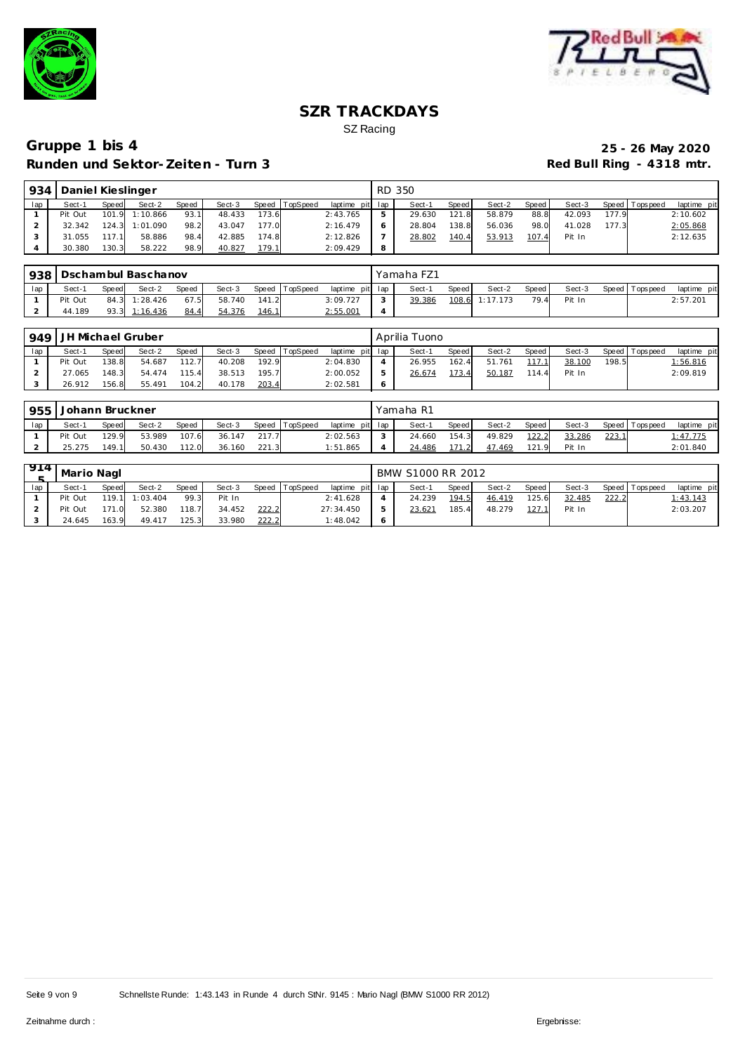# SZR TRACKDAYS

SZ Racing

## Gruppe 1 bis 4

**25 - 26 May 2020**

### Runden und Sektor-Zeiten - Turn 3

**Red Bull Ring - 4318 mtr.**

| 934 | Daniel Kieslinger | | | | | | | | RD 350 | | | | | | | | |
|---|---|---|---|---|---|---|---|---|---|---|---|---|---|---|---|---|---|
| lap | Sect-1 | Speed | Sect-2 | Speed | Sect-3 | Speed | TopSpeed | laptime pit | lap | Sect-1 | Speed | Sect-2 | Speed | Sect-3 | Speed | Topspeed | laptime pit |
| 1 | Pit Out | 101.9 | 1:10.866 | 93.1 | 48.433 | 173.6 | | 2:43.765 | 5 | 29.630 | 121.8 | 58.879 | 88.8 | 42.093 | 177.9 | | 2:10.602 |
| 2 | 32.342 | 124.3 | 1:01.090 | 98.2 | 43.047 | 177.0 | | 2:16.479 | 6 | 28.804 | 138.8 | 56.036 | 98.0 | 41.028 | 177.3 | | 2:05.868 |
| 3 | 31.055 | 117.1 | 58.886 | 98.4 | 42.885 | 174.8 | | 2:12.826 | 7 | 28.802 | 140.4 | 53.913 | 107.4 | Pit In | | | 2:12.635 |
| 4 | 30.380 | 130.3 | 58.222 | 98.9 | 40.827 | 179.1 | | 2:09.429 | 8 | | | | | | | | |

| 938 | Dschambul Baschanov | | | | | | | | Yamaha FZ1 | | | | | | | | |
|---|---|---|---|---|---|---|---|---|---|---|---|---|---|---|---|---|---|
| lap | Sect-1 | Speed | Sect-2 | Speed | Sect-3 | Speed | TopSpeed | laptime pit | lap | Sect-1 | Speed | Sect-2 | Speed | Sect-3 | Speed | Topspeed | laptime pit |
| 1 | Pit Out | 84.3 | 1:28.426 | 67.5 | 58.740 | 141.2 | | 3:09.727 | 3 | 39.386 | 108.6 | 1:17.173 | 79.4 | Pit In | | | 2:57.201 |
| 2 | 44.189 | 93.3 | 1:16.436 | 84.4 | 54.376 | 146.1 | | 2:55.001 | 4 | | | | | | | | |

| 949 | JH Michael Gruber | | | | | | | | Aprilia Tuono | | | | | | | | |
|---|---|---|---|---|---|---|---|---|---|---|---|---|---|---|---|---|---|
| lap | Sect-1 | Speed | Sect-2 | Speed | Sect-3 | Speed | TopSpeed | laptime pit | lap | Sect-1 | Speed | Sect-2 | Speed | Sect-3 | Speed | Topspeed | laptime pit |
| 1 | Pit Out | 138.8 | 54.687 | 112.7 | 40.208 | 192.9 | | 2:04.830 | 4 | 26.955 | 162.4 | 51.761 | 117.1 | 38.100 | 198.5 | | 1:56.816 |
| 2 | 27.065 | 148.3 | 54.474 | 115.4 | 38.513 | 195.7 | | 2:00.052 | 5 | 26.674 | 173.4 | 50.187 | 114.4 | Pit In | | | 2:09.819 |
| 3 | 26.912 | 156.8 | 55.491 | 104.2 | 40.178 | 203.4 | | 2:02.581 | 6 | | | | | | | | |

| 955 | Johann Bruckner | | | | | | | | Yamaha R1 | | | | | | | | |
|---|---|---|---|---|---|---|---|---|---|---|---|---|---|---|---|---|---|
| lap | Sect-1 | Speed | Sect-2 | Speed | Sect-3 | Speed | TopSpeed | laptime pit | lap | Sect-1 | Speed | Sect-2 | Speed | Sect-3 | Speed | Topspeed | laptime pit |
| 1 | Pit Out | 129.9 | 53.989 | 107.6 | 36.147 | 217.7 | | 2:02.563 | 3 | 24.660 | 154.3 | 49.829 | 122.2 | 33.286 | 223.1 | | 1:47.775 |
| 2 | 25.275 | 149.1 | 50.430 | 112.0 | 36.160 | 221.3 | | 1:51.865 | 4 | 24.486 | 171.2 | 47.469 | 121.9 | Pit In | | | 2:01.840 |

| 9145 | Mario Nagl | | | | | | | | BMW S1000 RR 2012 | | | | | | | | |
|---|---|---|---|---|---|---|---|---|---|---|---|---|---|---|---|---|---|
| lap | Sect-1 | Speed | Sect-2 | Speed | Sect-3 | Speed | TopSpeed | laptime pit | lap | Sect-1 | Speed | Sect-2 | Speed | Sect-3 | Speed | Topspeed | laptime pit |
| 1 | Pit Out | 119.1 | 1:03.404 | 99.3 | Pit In | | | 2:41.628 | 4 | 24.239 | 194.5 | 46.419 | 125.6 | 32.485 | 222.2 | | 1:43.143 |
| 2 | Pit Out | 171.0 | 52.380 | 118.7 | 34.452 | 222.2 | | 27:34.450 | 5 | 23.621 | 185.4 | 48.279 | 127.1 | Pit In | | | 2:03.207 |
| 3 | 24.645 | 163.9 | 49.417 | 125.3 | 33.980 | 222.2 | | 1:48.042 | 6 | | | | | | | | |

Schnellste Runde: 1:43.143 in Runde 4 durch StNr. 9145 : Mario Nagl (BMW S1000 RR 2012)

Zeitnahme durch :

Ergebnisse: